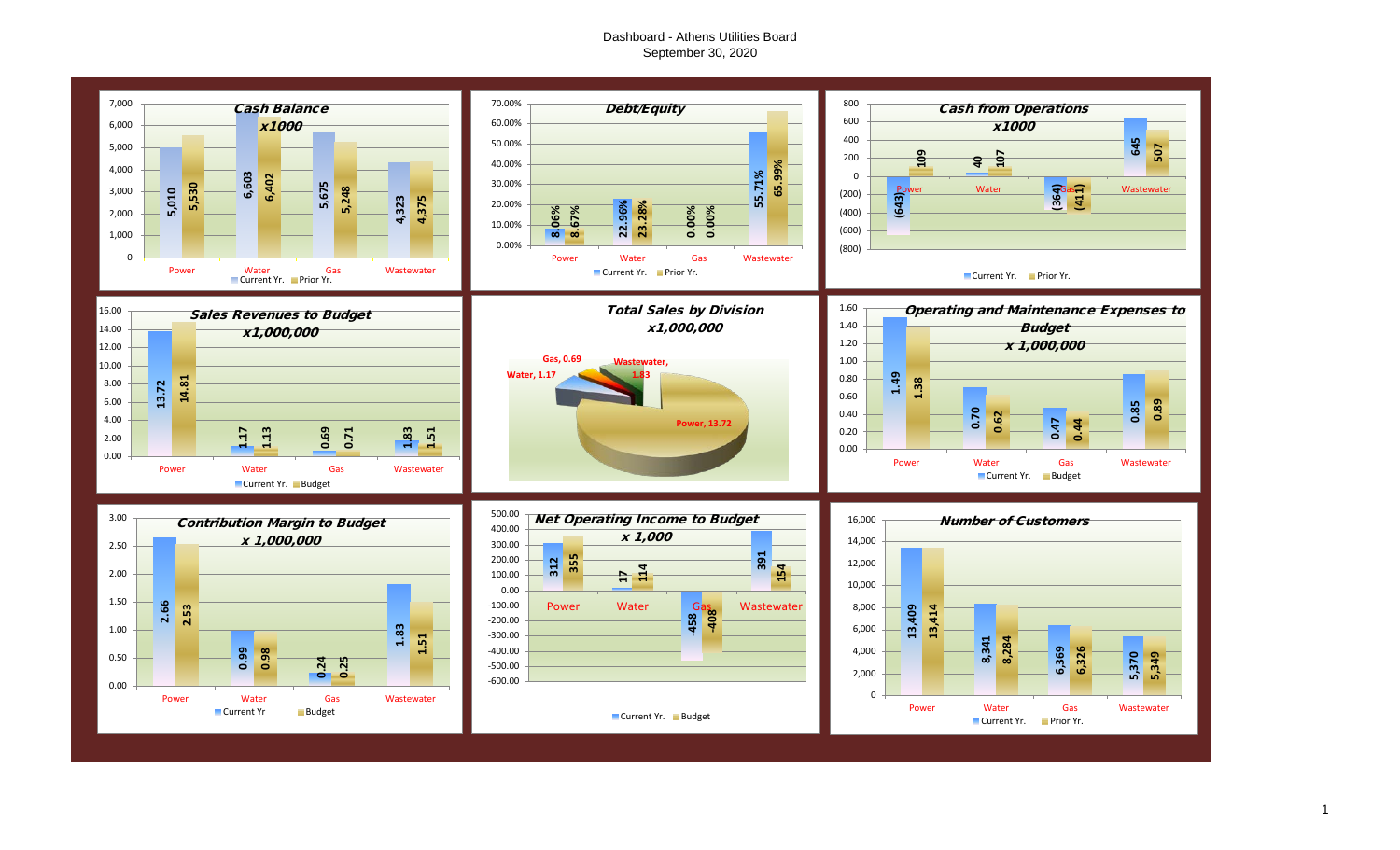# Dashboard - Athens Utilities Board
September 30, 2020

## Cash Balance x1000

| | Current Yr. | Prior Yr. |
|---|---|---|
| Power | 5,010 | 5,530 |
| Water | 6,603 | 6,402 |
| Gas | 5,675 | 5,248 |
| Wastewater | 4,323 | 4,375 |

## Debt/Equity

| | Current Yr. | Prior Yr. |
|---|---|---|
| Power | 8.06% | 8.67% |
| Water | 22.96% | 23.28% |
| Gas | 0.00% | 0.00% |
| Wastewater | 55.71% | 65.99% |

## Cash from Operations x1000

| | Current Yr. | Prior Yr. |
|---|---|---|
| Power | (643) | 109 |
| Water | 40 | 107 |
| Gas | (364) | (411) |
| Wastewater | 645 | 507 |

## Sales Revenues to Budget x1,000,000

| | Current Yr. | Budget |
|---|---|---|
| Power | 13.72 | 14.81 |
| Water | 1.17 | 1.13 |
| Gas | 0.69 | 0.71 |
| Wastewater | 1.83 | 1.51 |

## Total Sales by Division x1,000,000

| Division | Sales |
|---|---|
| Power | 13.72 |
| Water | 1.17 |
| Gas | 0.69 |
| Wastewater | 1.83 |

## Operating and Maintenance Expenses to Budget x 1,000,000

| | Current Yr. | Budget |
|---|---|---|
| Power | 1.49 | 1.38 |
| Water | 0.70 | 0.62 |
| Gas | 0.47 | 0.44 |
| Wastewater | 0.85 | 0.89 |

## Contribution Margin to Budget x 1,000,000

| | Current Yr | Budget |
|---|---|---|
| Power | 2.66 | 2.53 |
| Water | 0.99 | 0.98 |
| Gas | 0.24 | 0.25 |
| Wastewater | 1.83 | 1.51 |

## Net Operating Income to Budget x 1,000

| | Current Yr. | Budget |
|---|---|---|
| Power | 312 | 355 |
| Water | 17 | 114 |
| Gas | -458 | -408 |
| Wastewater | 391 | 154 |

## Number of Customers

| | Current Yr. | Prior Yr. |
|---|---|---|
| Power | 13,409 | 13,414 |
| Water | 8,341 | 8,284 |
| Gas | 6,369 | 6,326 |
| Wastewater | 5,370 | 5,349 |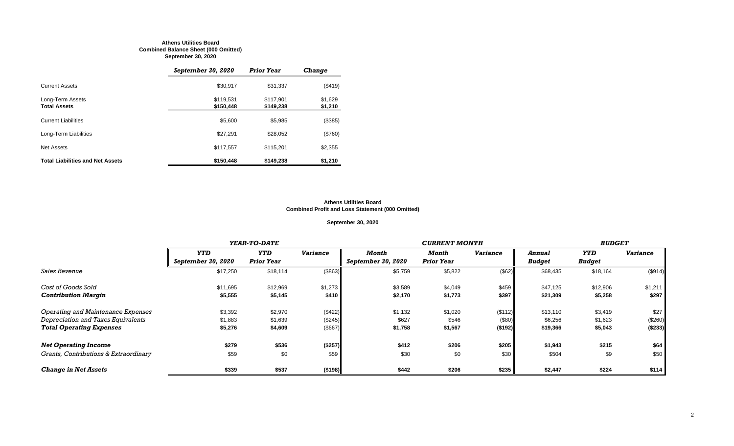**Athens Utilities Board**
**Combined Balance Sheet (000 Omitted)**
**September 30, 2020**

| | *September 30, 2020* | *Prior Year* | *Change* |
|---|---|---|---|
| Current Assets | $30,917 | $31,337 | ($419) |
| Long-Term Assets | $119,531 | $117,901 | $1,629 |
| **Total Assets** | **$150,448** | **$149,238** | **$1,210** |
| Current Liabilities | $5,600 | $5,985 | ($385) |
| Long-Term Liabilities | $27,291 | $28,052 | ($760) |
| Net Assets | $117,557 | $115,201 | $2,355 |
| **Total Liabilities and Net Assets** | **$150,448** | **$149,238** | **$1,210** |

**Athens Utilities Board**
**Combined Profit and Loss Statement (000 Omitted)**

**September 30, 2020**

| | *YEAR-TO-DATE* | | | *CURRENT MONTH* | | | *BUDGET* | | |
|---|---|---|---|---|---|---|---|---|---|
| | *YTD September 30, 2020* | *YTD Prior Year* | *Variance* | *Month September 30, 2020* | *Month Prior Year* | *Variance* | *Annual Budget* | *YTD Budget* | *Variance* |
| *Sales Revenue* | $17,250 | $18,114 | ($863) | $5,759 | $5,822 | ($62) | $68,435 | $18,164 | ($914) |
| *Cost of Goods Sold* | $11,695 | $12,969 | $1,273 | $3,589 | $4,049 | $459 | $47,125 | $12,906 | $1,211 |
| ***Contribution Margin*** | **$5,555** | **$5,145** | **$410** | **$2,170** | **$1,773** | **$397** | **$21,309** | **$5,258** | **$297** |
| *Operating and Maintenance Expenses* | $3,392 | $2,970 | ($422) | $1,132 | $1,020 | ($112) | $13,110 | $3,419 | $27 |
| *Depreciation and Taxes Equivalents* | $1,883 | $1,639 | ($245) | $627 | $546 | ($80) | $6,256 | $1,623 | ($260) |
| ***Total Operating Expenses*** | **$5,276** | **$4,609** | ($667) | **$1,758** | **$1,567** | **($192)** | **$19,366** | **$5,043** | **($233)** |
| ***Net Operating Income*** | **$279** | **$536** | **($257)** | **$412** | **$206** | **$205** | **$1,943** | **$215** | **$64** |
| *Grants, Contributions & Extraordinary* | $59 | $0 | $59 | $30 | $0 | $30 | $504 | $9 | $50 |
| ***Change in Net Assets*** | **$339** | **$537** | **($198)** | **$442** | **$206** | **$235** | **$2,447** | **$224** | **$114** |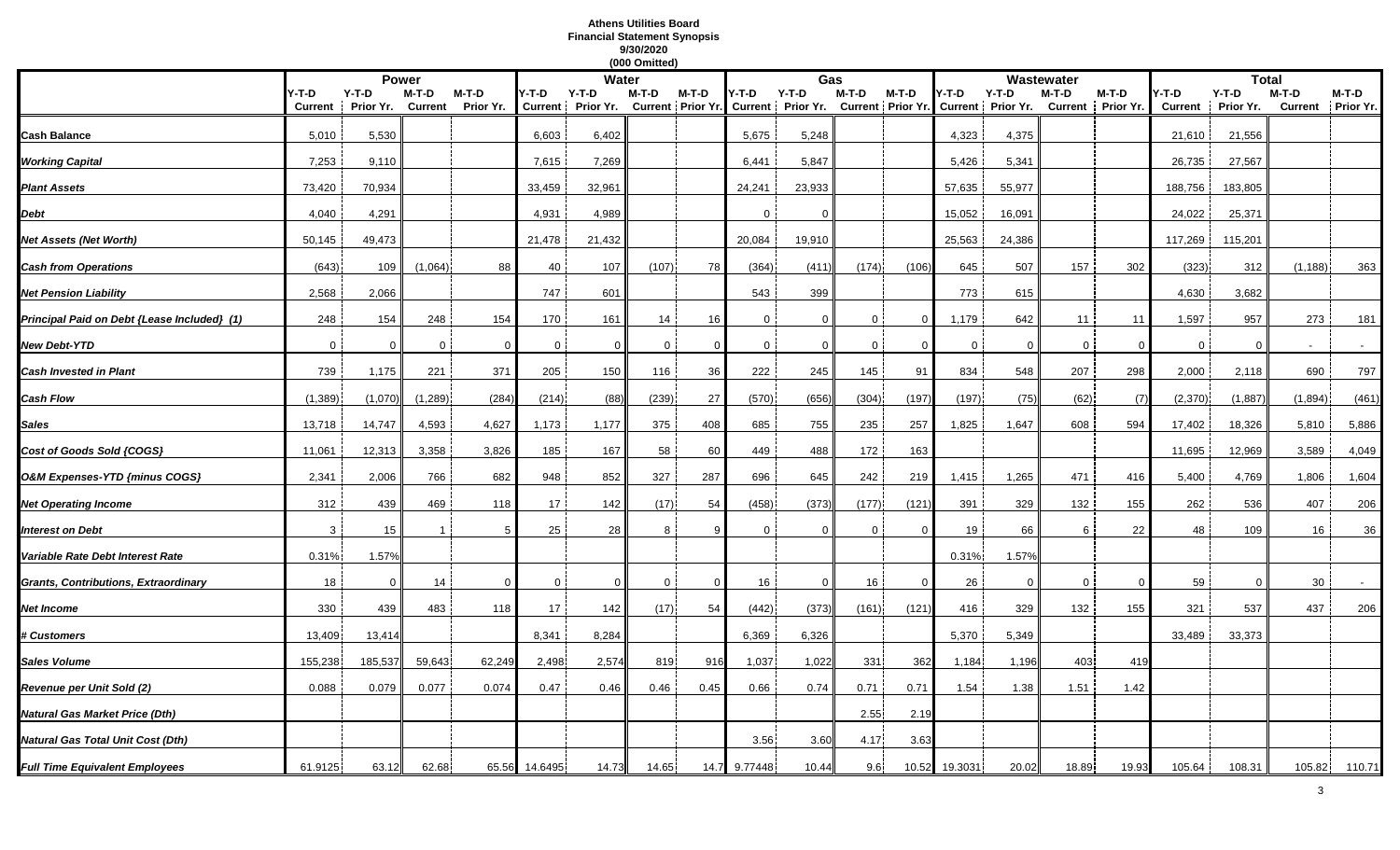**Athens Utilities Board**
**Financial Statement Synopsis**
**9/30/2020**
**(000 Omitted)**

| | Power | | | | Water | | | | Gas | | | | Wastewater | | | | Total | | | |
|---|---|---|---|---|---|---|---|---|---|---|---|---|---|---|---|---|---|---|---|---|
| | Y-T-D Current | Y-T-D Prior Yr. | M-T-D Current | M-T-D Prior Yr. | Y-T-D Current | Y-T-D Prior Yr. | M-T-D Current | M-T-D Prior Yr. | Y-T-D Current | Y-T-D Prior Yr. | M-T-D Current | M-T-D Prior Yr. | Y-T-D Current | Y-T-D Prior Yr. | M-T-D Current | M-T-D Prior Yr. | Y-T-D Current | Y-T-D Prior Yr. | M-T-D Current | M-T-D Prior Yr. |
| ***Cash Balance*** | 5,010 | 5,530 | | | 6,603 | 6,402 | | | 5,675 | 5,248 | | | 4,323 | 4,375 | | | 21,610 | 21,556 | | |
| ***Working Capital*** | 7,253 | 9,110 | | | 7,615 | 7,269 | | | 6,441 | 5,847 | | | 5,426 | 5,341 | | | 26,735 | 27,567 | | |
| ***Plant Assets*** | 73,420 | 70,934 | | | 33,459 | 32,961 | | | 24,241 | 23,933 | | | 57,635 | 55,977 | | | 188,756 | 183,805 | | |
| ***Debt*** | 4,040 | 4,291 | | | 4,931 | 4,989 | | | 0 | 0 | | | 15,052 | 16,091 | | | 24,022 | 25,371 | | |
| ***Net Assets (Net Worth)*** | 50,145 | 49,473 | | | 21,478 | 21,432 | | | 20,084 | 19,910 | | | 25,563 | 24,386 | | | 117,269 | 115,201 | | |
| ***Cash from Operations*** | (643) | 109 | (1,064) | 88 | 40 | 107 | (107) | 78 | (364) | (411) | (174) | (106) | 645 | 507 | 157 | 302 | (323) | 312 | (1,188) | 363 |
| ***Net Pension Liability*** | 2,568 | 2,066 | | | 747 | 601 | | | 543 | 399 | | | 773 | 615 | | | 4,630 | 3,682 | | |
| ***Principal Paid on Debt {Lease Included} (1)*** | 248 | 154 | 248 | 154 | 170 | 161 | 14 | 16 | 0 | 0 | 0 | 0 | 1,179 | 642 | 11 | 11 | 1,597 | 957 | 273 | 181 |
| ***New Debt-YTD*** | 0 | 0 | 0 | 0 | 0 | 0 | 0 | 0 | 0 | 0 | 0 | 0 | 0 | 0 | 0 | 0 | 0 | 0 | - | - |
| ***Cash Invested in Plant*** | 739 | 1,175 | 221 | 371 | 205 | 150 | 116 | 36 | 222 | 245 | 145 | 91 | 834 | 548 | 207 | 298 | 2,000 | 2,118 | 690 | 797 |
| ***Cash Flow*** | (1,389) | (1,070) | (1,289) | (284) | (214) | (88) | (239) | 27 | (570) | (656) | (304) | (197) | (197) | (75) | (62) | (7) | (2,370) | (1,887) | (1,894) | (461) |
| ***Sales*** | 13,718 | 14,747 | 4,593 | 4,627 | 1,173 | 1,177 | 375 | 408 | 685 | 755 | 235 | 257 | 1,825 | 1,647 | 608 | 594 | 17,402 | 18,326 | 5,810 | 5,886 |
| ***Cost of Goods Sold {COGS}*** | 11,061 | 12,313 | 3,358 | 3,826 | 185 | 167 | 58 | 60 | 449 | 488 | 172 | 163 | | | | | 11,695 | 12,969 | 3,589 | 4,049 |
| ***O&M Expenses-YTD {minus COGS}*** | 2,341 | 2,006 | 766 | 682 | 948 | 852 | 327 | 287 | 696 | 645 | 242 | 219 | 1,415 | 1,265 | 471 | 416 | 5,400 | 4,769 | 1,806 | 1,604 |
| ***Net Operating Income*** | 312 | 439 | 469 | 118 | 17 | 142 | (17) | 54 | (458) | (373) | (177) | (121) | 391 | 329 | 132 | 155 | 262 | 536 | 407 | 206 |
| ***Interest on Debt*** | 3 | 15 | 1 | 5 | 25 | 28 | 8 | 9 | 0 | 0 | 0 | 0 | 19 | 66 | 6 | 22 | 48 | 109 | 16 | 36 |
| ***Variable Rate Debt Interest Rate*** | 0.31% | 1.57% | | | | | | | | | | | 0.31% | 1.57% | | | | | | |
| ***Grants, Contributions, Extraordinary*** | 18 | 0 | 14 | 0 | 0 | 0 | 0 | 0 | 16 | 0 | 16 | 0 | 26 | 0 | 0 | 0 | 59 | 0 | 30 | - |
| ***Net Income*** | 330 | 439 | 483 | 118 | 17 | 142 | (17) | 54 | (442) | (373) | (161) | (121) | 416 | 329 | 132 | 155 | 321 | 537 | 437 | 206 |
| ***# Customers*** | 13,409 | 13,414 | | | 8,341 | 8,284 | | | 6,369 | 6,326 | | | 5,370 | 5,349 | | | 33,489 | 33,373 | | |
| ***Sales Volume*** | 155,238 | 185,537 | 59,643 | 62,249 | 2,498 | 2,574 | 819 | 916 | 1,037 | 1,022 | 331 | 362 | 1,184 | 1,196 | 403 | 419 | | | | |
| ***Revenue per Unit Sold (2)*** | 0.088 | 0.079 | 0.077 | 0.074 | 0.47 | 0.46 | 0.46 | 0.45 | 0.66 | 0.74 | 0.71 | 0.71 | 1.54 | 1.38 | 1.51 | 1.42 | | | | |
| ***Natural Gas Market Price (Dth)*** | | | | | | | | | | | 2.55 | 2.19 | | | | | | | | |
| ***Natural Gas Total Unit Cost (Dth)*** | | | | | | | | | 3.56 | 3.60 | 4.17 | 3.63 | | | | | | | | |
| ***Full Time Equivalent Employees*** | 61.9125 | 63.12 | 62.68 | 65.56 | 14.6495 | 14.73 | 14.65 | 14.7 | 9.77448 | 10.44 | 9.6 | 10.52 | 19.3031 | 20.02 | 18.89 | 19.93 | 105.64 | 108.31 | 105.82 | 110.71 |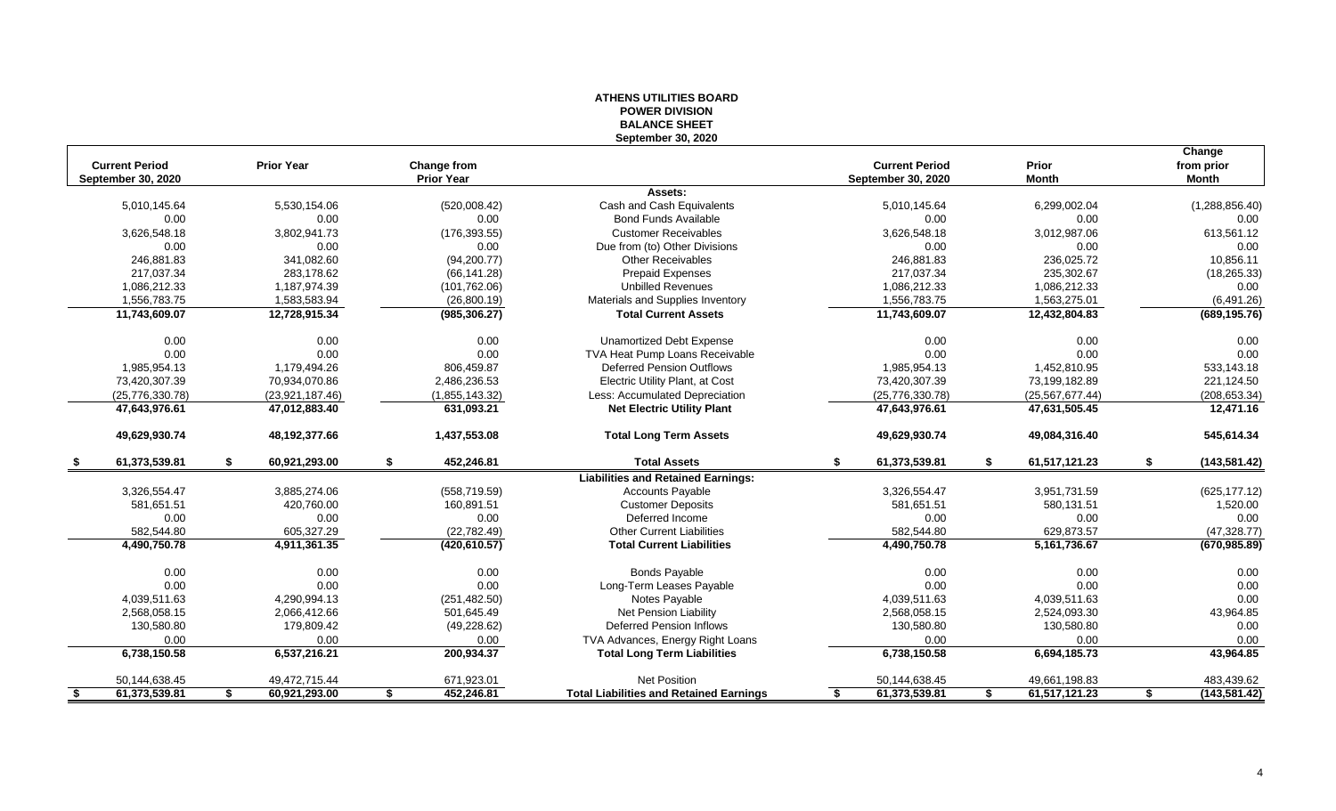# ATHENS UTILITIES BOARD
## POWER DIVISION
## BALANCE SHEET
## September 30, 2020

| Current Period September 30, 2020 | Prior Year | Change from Prior Year | | Current Period September 30, 2020 | Prior Month | Change from prior Month |
|---|---|---|---|---|---|---|
| | | | **Assets:** | | | |
| 5,010,145.64 | 5,530,154.06 | (520,008.42) | Cash and Cash Equivalents | 5,010,145.64 | 6,299,002.04 | (1,288,856.40) |
| 0.00 | 0.00 | 0.00 | Bond Funds Available | 0.00 | 0.00 | 0.00 |
| 3,626,548.18 | 3,802,941.73 | (176,393.55) | Customer Receivables | 3,626,548.18 | 3,012,987.06 | 613,561.12 |
| 0.00 | 0.00 | 0.00 | Due from (to) Other Divisions | 0.00 | 0.00 | 0.00 |
| 246,881.83 | 341,082.60 | (94,200.77) | Other Receivables | 246,881.83 | 236,025.72 | 10,856.11 |
| 217,037.34 | 283,178.62 | (66,141.28) | Prepaid Expenses | 217,037.34 | 235,302.67 | (18,265.33) |
| 1,086,212.33 | 1,187,974.39 | (101,762.06) | Unbilled Revenues | 1,086,212.33 | 1,086,212.33 | 0.00 |
| 1,556,783.75 | 1,583,583.94 | (26,800.19) | Materials and Supplies Inventory | 1,556,783.75 | 1,563,275.01 | (6,491.26) |
| **11,743,609.07** | **12,728,915.34** | **(985,306.27)** | **Total Current Assets** | **11,743,609.07** | **12,432,804.83** | **(689,195.76)** |
| 0.00 | 0.00 | 0.00 | Unamortized Debt Expense | 0.00 | 0.00 | 0.00 |
| 0.00 | 0.00 | 0.00 | TVA Heat Pump Loans Receivable | 0.00 | 0.00 | 0.00 |
| 1,985,954.13 | 1,179,494.26 | 806,459.87 | Deferred Pension Outflows | 1,985,954.13 | 1,452,810.95 | 533,143.18 |
| 73,420,307.39 | 70,934,070.86 | 2,486,236.53 | Electric Utility Plant, at Cost | 73,420,307.39 | 73,199,182.89 | 221,124.50 |
| (25,776,330.78) | (23,921,187.46) | (1,855,143.32) | Less: Accumulated Depreciation | (25,776,330.78) | (25,567,677.44) | (208,653.34) |
| **47,643,976.61** | **47,012,883.40** | **631,093.21** | **Net Electric Utility Plant** | **47,643,976.61** | **47,631,505.45** | **12,471.16** |
| **49,629,930.74** | **48,192,377.66** | **1,437,553.08** | **Total Long Term Assets** | **49,629,930.74** | **49,084,316.40** | **545,614.34** |
| **$ 61,373,539.81** | **$ 60,921,293.00** | **$ 452,246.81** | **Total Assets** | **$ 61,373,539.81** | **$ 61,517,121.23** | **$ (143,581.42)** |
| | | | **Liabilities and Retained Earnings:** | | | |
| 3,326,554.47 | 3,885,274.06 | (558,719.59) | Accounts Payable | 3,326,554.47 | 3,951,731.59 | (625,177.12) |
| 581,651.51 | 420,760.00 | 160,891.51 | Customer Deposits | 581,651.51 | 580,131.51 | 1,520.00 |
| 0.00 | 0.00 | 0.00 | Deferred Income | 0.00 | 0.00 | 0.00 |
| 582,544.80 | 605,327.29 | (22,782.49) | Other Current Liabilities | 582,544.80 | 629,873.57 | (47,328.77) |
| **4,490,750.78** | **4,911,361.35** | **(420,610.57)** | **Total Current Liabilities** | **4,490,750.78** | **5,161,736.67** | **(670,985.89)** |
| 0.00 | 0.00 | 0.00 | Bonds Payable | 0.00 | 0.00 | 0.00 |
| 0.00 | 0.00 | 0.00 | Long-Term Leases Payable | 0.00 | 0.00 | 0.00 |
| 4,039,511.63 | 4,290,994.13 | (251,482.50) | Notes Payable | 4,039,511.63 | 4,039,511.63 | 0.00 |
| 2,568,058.15 | 2,066,412.66 | 501,645.49 | Net Pension Liability | 2,568,058.15 | 2,524,093.30 | 43,964.85 |
| 130,580.80 | 179,809.42 | (49,228.62) | Deferred Pension Inflows | 130,580.80 | 130,580.80 | 0.00 |
| 0.00 | 0.00 | 0.00 | TVA Advances, Energy Right Loans | 0.00 | 0.00 | 0.00 |
| **6,738,150.58** | **6,537,216.21** | **200,934.37** | **Total Long Term Liabilities** | **6,738,150.58** | **6,694,185.73** | **43,964.85** |
| 50,144,638.45 | 49,472,715.44 | 671,923.01 | Net Position | 50,144,638.45 | 49,661,198.83 | 483,439.62 |
| **$ 61,373,539.81** | **$ 60,921,293.00** | **$ 452,246.81** | **Total Liabilities and Retained Earnings** | **$ 61,373,539.81** | **$ 61,517,121.23** | **$ (143,581.42)** |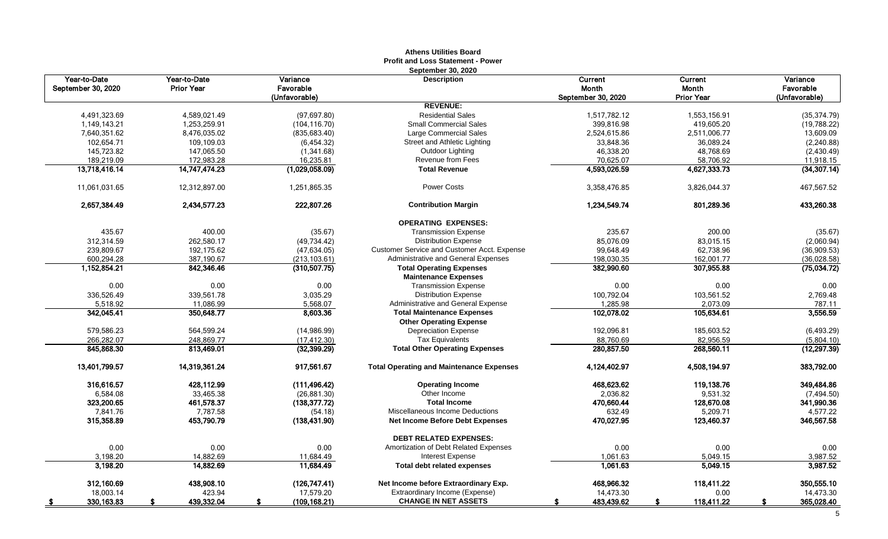# Athens Utilities Board

## Profit and Loss Statement - Power

### September 30, 2020

| Year-to-Date September 30, 2020 | Year-to-Date Prior Year | Variance Favorable (Unfavorable) | Description | Current Month September 30, 2020 | Current Month Prior Year | Variance Favorable (Unfavorable) |
|---|---|---|---|---|---|---|
| | | | **REVENUE:** | | | |
| 4,491,323.69 | 4,589,021.49 | (97,697.80) | Residential Sales | 1,517,782.12 | 1,553,156.91 | (35,374.79) |
| 1,149,143.21 | 1,253,259.91 | (104,116.70) | Small Commercial Sales | 399,816.98 | 419,605.20 | (19,788.22) |
| 7,640,351.62 | 8,476,035.02 | (835,683.40) | Large Commercial Sales | 2,524,615.86 | 2,511,006.77 | 13,609.09 |
| 102,654.71 | 109,109.03 | (6,454.32) | Street and Athletic Lighting | 33,848.36 | 36,089.24 | (2,240.88) |
| 145,723.82 | 147,065.50 | (1,341.68) | Outdoor Lighting | 46,338.20 | 48,768.69 | (2,430.49) |
| 189,219.09 | 172,983.28 | 16,235.81 | Revenue from Fees | 70,625.07 | 58,706.92 | 11,918.15 |
| **13,718,416.14** | **14,747,474.23** | **(1,029,058.09)** | **Total Revenue** | **4,593,026.59** | **4,627,333.73** | **(34,307.14)** |
| 11,061,031.65 | 12,312,897.00 | 1,251,865.35 | Power Costs | 3,358,476.85 | 3,826,044.37 | 467,567.52 |
| **2,657,384.49** | **2,434,577.23** | **222,807.26** | **Contribution Margin** | **1,234,549.74** | **801,289.36** | **433,260.38** |
| | | | **OPERATING EXPENSES:** | | | |
| 435.67 | 400.00 | (35.67) | Transmission Expense | 235.67 | 200.00 | (35.67) |
| 312,314.59 | 262,580.17 | (49,734.42) | Distribution Expense | 85,076.09 | 83,015.15 | (2,060.94) |
| 239,809.67 | 192,175.62 | (47,634.05) | Customer Service and Customer Acct. Expense | 99,648.49 | 62,738.96 | (36,909.53) |
| 600,294.28 | 387,190.67 | (213,103.61) | Administrative and General Expenses | 198,030.35 | 162,001.77 | (36,028.58) |
| **1,152,854.21** | **842,346.46** | **(310,507.75)** | **Total Operating Expenses** | **382,990.60** | **307,955.88** | **(75,034.72)** |
| | | | **Maintenance Expenses** | | | |
| 0.00 | 0.00 | 0.00 | Transmission Expense | 0.00 | 0.00 | 0.00 |
| 336,526.49 | 339,561.78 | 3,035.29 | Distribution Expense | 100,792.04 | 103,561.52 | 2,769.48 |
| 5,518.92 | 11,086.99 | 5,568.07 | Administrative and General Expense | 1,285.98 | 2,073.09 | 787.11 |
| **342,045.41** | **350,648.77** | **8,603.36** | **Total Maintenance Expenses** | **102,078.02** | **105,634.61** | **3,556.59** |
| | | | **Other Operating Expense** | | | |
| 579,586.23 | 564,599.24 | (14,986.99) | Depreciation Expense | 192,096.81 | 185,603.52 | (6,493.29) |
| 266,282.07 | 248,869.77 | (17,412.30) | Tax Equivalents | 88,760.69 | 82,956.59 | (5,804.10) |
| **845,868.30** | **813,469.01** | **(32,399.29)** | **Total Other Operating Expenses** | **280,857.50** | **268,560.11** | **(12,297.39)** |
| **13,401,799.57** | **14,319,361.24** | **917,561.67** | **Total Operating and Maintenance Expenses** | **4,124,402.97** | **4,508,194.97** | **383,792.00** |
| **316,616.57** | **428,112.99** | **(111,496.42)** | **Operating Income** | **468,623.62** | **119,138.76** | **349,484.86** |
| 6,584.08 | 33,465.38 | (26,881.30) | Other Income | 2,036.82 | 9,531.32 | (7,494.50) |
| **323,200.65** | **461,578.37** | **(138,377.72)** | **Total Income** | **470,660.44** | **128,670.08** | **341,990.36** |
| 7,841.76 | 7,787.58 | (54.18) | Miscellaneous Income Deductions | 632.49 | 5,209.71 | 4,577.22 |
| **315,358.89** | **453,790.79** | **(138,431.90)** | **Net Income Before Debt Expenses** | **470,027.95** | **123,460.37** | **346,567.58** |
| | | | **DEBT RELATED EXPENSES:** | | | |
| 0.00 | 0.00 | 0.00 | Amortization of Debt Related Expenses | 0.00 | 0.00 | 0.00 |
| 3,198.20 | 14,882.69 | 11,684.49 | Interest Expense | 1,061.63 | 5,049.15 | 3,987.52 |
| **3,198.20** | **14,882.69** | **11,684.49** | **Total debt related expenses** | **1,061.63** | **5,049.15** | **3,987.52** |
| **312,160.69** | **438,908.10** | **(126,747.41)** | **Net Income before Extraordinary Exp.** | **468,966.32** | **118,411.22** | **350,555.10** |
| 18,003.14 | 423.94 | 17,579.20 | Extraordinary Income (Expense) | 14,473.30 | 0.00 | 14,473.30 |
| **$ 330,163.83** | **$ 439,332.04** | **$ (109,168.21)** | **CHANGE IN NET ASSETS** | **$ 483,439.62** | **$ 118,411.22** | **$ 365,028.40** |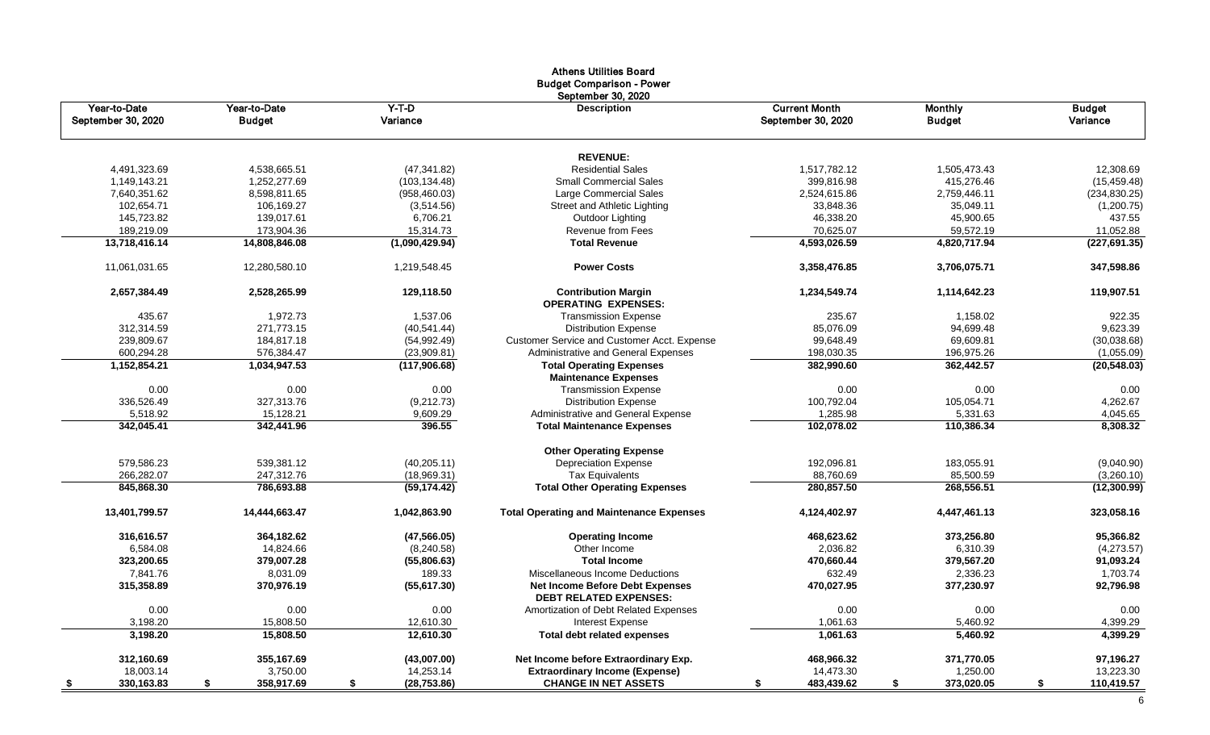**Athens Utilities Board**
**Budget Comparison - Power**
**September 30, 2020**

| Year-to-Date September 30, 2020 | Year-to-Date Budget | Y-T-D Variance | Description | Current Month September 30, 2020 | Monthly Budget | Budget Variance |
|---|---|---|---|---|---|---|
| | | | **REVENUE:** | | | |
| 4,491,323.69 | 4,538,665.51 | (47,341.82) | Residential Sales | 1,517,782.12 | 1,505,473.43 | 12,308.69 |
| 1,149,143.21 | 1,252,277.69 | (103,134.48) | Small Commercial Sales | 399,816.98 | 415,276.46 | (15,459.48) |
| 7,640,351.62 | 8,598,811.65 | (958,460.03) | Large Commercial Sales | 2,524,615.86 | 2,759,446.11 | (234,830.25) |
| 102,654.71 | 106,169.27 | (3,514.56) | Street and Athletic Lighting | 33,848.36 | 35,049.11 | (1,200.75) |
| 145,723.82 | 139,017.61 | 6,706.21 | Outdoor Lighting | 46,338.20 | 45,900.65 | 437.55 |
| 189,219.09 | 173,904.36 | 15,314.73 | Revenue from Fees | 70,625.07 | 59,572.19 | 11,052.88 |
| **13,718,416.14** | **14,808,846.08** | **(1,090,429.94)** | **Total Revenue** | **4,593,026.59** | **4,820,717.94** | **(227,691.35)** |
| 11,061,031.65 | 12,280,580.10 | 1,219,548.45 | **Power Costs** | 3,358,476.85 | 3,706,075.71 | 347,598.86 |
| **2,657,384.49** | **2,528,265.99** | **129,118.50** | **Contribution Margin** | **1,234,549.74** | **1,114,642.23** | **119,907.51** |
| | | | **OPERATING EXPENSES:** | | | |
| 435.67 | 1,972.73 | 1,537.06 | Transmission Expense | 235.67 | 1,158.02 | 922.35 |
| 312,314.59 | 271,773.15 | (40,541.44) | Distribution Expense | 85,076.09 | 94,699.48 | 9,623.39 |
| 239,809.67 | 184,817.18 | (54,992.49) | Customer Service and Customer Acct. Expense | 99,648.49 | 69,609.81 | (30,038.68) |
| 600,294.28 | 576,384.47 | (23,909.81) | Administrative and General Expenses | 198,030.35 | 196,975.26 | (1,055.09) |
| **1,152,854.21** | **1,034,947.53** | **(117,906.68)** | **Total Operating Expenses** | **382,990.60** | **362,442.57** | **(20,548.03)** |
| | | | **Maintenance Expenses** | | | |
| 0.00 | 0.00 | 0.00 | Transmission Expense | 0.00 | 0.00 | 0.00 |
| 336,526.49 | 327,313.76 | (9,212.73) | Distribution Expense | 100,792.04 | 105,054.71 | 4,262.67 |
| 5,518.92 | 15,128.21 | 9,609.29 | Administrative and General Expense | 1,285.98 | 5,331.63 | 4,045.65 |
| **342,045.41** | **342,441.96** | **396.55** | **Total Maintenance Expenses** | **102,078.02** | **110,386.34** | **8,308.32** |
| | | | **Other Operating Expense** | | | |
| 579,586.23 | 539,381.12 | (40,205.11) | Depreciation Expense | 192,096.81 | 183,055.91 | (9,040.90) |
| 266,282.07 | 247,312.76 | (18,969.31) | Tax Equivalents | 88,760.69 | 85,500.59 | (3,260.10) |
| **845,868.30** | **786,693.88** | **(59,174.42)** | **Total Other Operating Expenses** | **280,857.50** | **268,556.51** | **(12,300.99)** |
| **13,401,799.57** | **14,444,663.47** | **1,042,863.90** | **Total Operating and Maintenance Expenses** | **4,124,402.97** | **4,447,461.13** | **323,058.16** |
| **316,616.57** | **364,182.62** | **(47,566.05)** | **Operating Income** | **468,623.62** | **373,256.80** | **95,366.82** |
| 6,584.08 | 14,824.66 | (8,240.58) | Other Income | 2,036.82 | 6,310.39 | (4,273.57) |
| **323,200.65** | **379,007.28** | **(55,806.63)** | **Total Income** | **470,660.44** | **379,567.20** | **91,093.24** |
| 7,841.76 | 8,031.09 | 189.33 | Miscellaneous Income Deductions | 632.49 | 2,336.23 | 1,703.74 |
| **315,358.89** | **370,976.19** | **(55,617.30)** | **Net Income Before Debt Expenses** | **470,027.95** | **377,230.97** | **92,796.98** |
| | | | **DEBT RELATED EXPENSES:** | | | |
| 0.00 | 0.00 | 0.00 | Amortization of Debt Related Expenses | 0.00 | 0.00 | 0.00 |
| 3,198.20 | 15,808.50 | 12,610.30 | Interest Expense | 1,061.63 | 5,460.92 | 4,399.29 |
| **3,198.20** | **15,808.50** | **12,610.30** | **Total debt related expenses** | **1,061.63** | **5,460.92** | **4,399.29** |
| **312,160.69** | **355,167.69** | **(43,007.00)** | **Net Income before Extraordinary Exp.** | **468,966.32** | **371,770.05** | **97,196.27** |
| 18,003.14 | 3,750.00 | 14,253.14 | **Extraordinary Income (Expense)** | 14,473.30 | 1,250.00 | 13,223.30 |
| **$ 330,163.83** | **$ 358,917.69** | **$ (28,753.86)** | **CHANGE IN NET ASSETS** | **$ 483,439.62** | **$ 373,020.05** | **$ 110,419.57** |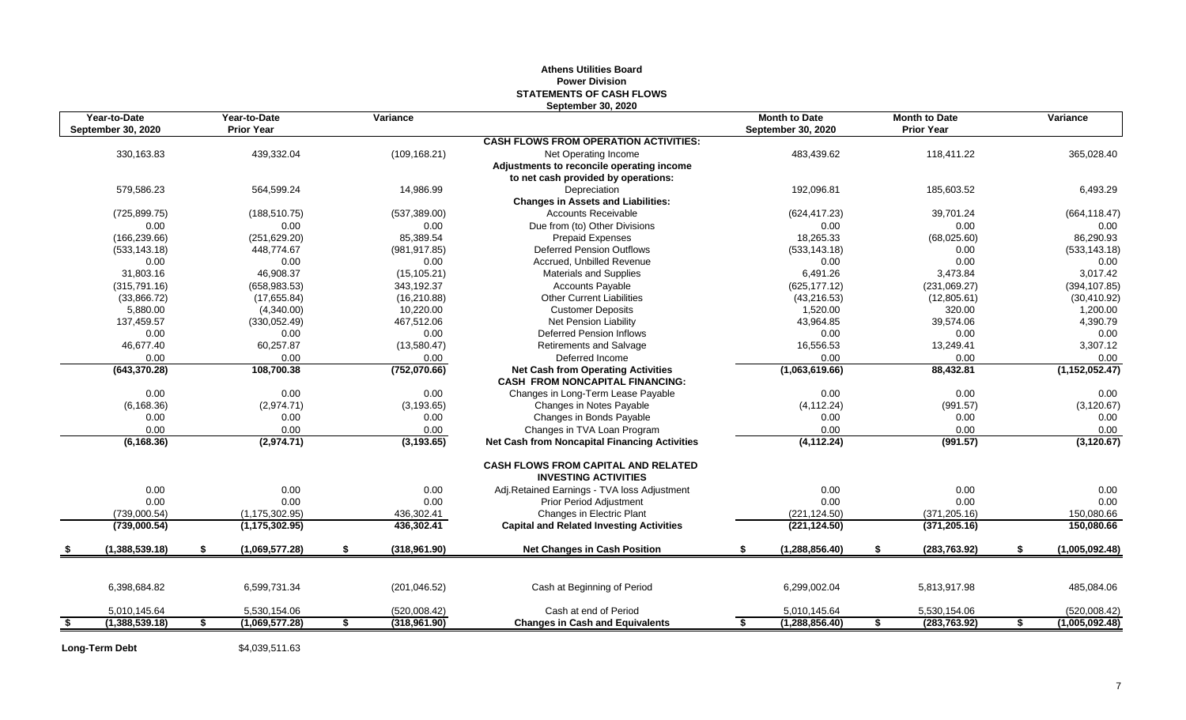# Athens Utilities Board
## Power Division
## STATEMENTS OF CASH FLOWS
### September 30, 2020

| Year-to-Date September 30, 2020 | Year-to-Date Prior Year | Variance | | Month to Date September 30, 2020 | Month to Date Prior Year | Variance |
|---|---|---|---|---|---|---|
| | | | **CASH FLOWS FROM OPERATION ACTIVITIES:** | | | |
| 330,163.83 | 439,332.04 | (109,168.21) | Net Operating Income | 483,439.62 | 118,411.22 | 365,028.40 |
| | | | **Adjustments to reconcile operating income to net cash provided by operations:** | | | |
| 579,586.23 | 564,599.24 | 14,986.99 | Depreciation | 192,096.81 | 185,603.52 | 6,493.29 |
| | | | **Changes in Assets and Liabilities:** | | | |
| (725,899.75) | (188,510.75) | (537,389.00) | Accounts Receivable | (624,417.23) | 39,701.24 | (664,118.47) |
| 0.00 | 0.00 | 0.00 | Due from (to) Other Divisions | 0.00 | 0.00 | 0.00 |
| (166,239.66) | (251,629.20) | 85,389.54 | Prepaid Expenses | 18,265.33 | (68,025.60) | 86,290.93 |
| (533,143.18) | 448,774.67 | (981,917.85) | Deferred Pension Outflows | (533,143.18) | 0.00 | (533,143.18) |
| 0.00 | 0.00 | 0.00 | Accrued, Unbilled Revenue | 0.00 | 0.00 | 0.00 |
| 31,803.16 | 46,908.37 | (15,105.21) | Materials and Supplies | 6,491.26 | 3,473.84 | 3,017.42 |
| (315,791.16) | (658,983.53) | 343,192.37 | Accounts Payable | (625,177.12) | (231,069.27) | (394,107.85) |
| (33,866.72) | (17,655.84) | (16,210.88) | Other Current Liabilities | (43,216.53) | (12,805.61) | (30,410.92) |
| 5,880.00 | (4,340.00) | 10,220.00 | Customer Deposits | 1,520.00 | 320.00 | 1,200.00 |
| 137,459.57 | (330,052.49) | 467,512.06 | Net Pension Liability | 43,964.85 | 39,574.06 | 4,390.79 |
| 0.00 | 0.00 | 0.00 | Deferred Pension Inflows | 0.00 | 0.00 | 0.00 |
| 46,677.40 | 60,257.87 | (13,580.47) | Retirements and Salvage | 16,556.53 | 13,249.41 | 3,307.12 |
| 0.00 | 0.00 | 0.00 | Deferred Income | 0.00 | 0.00 | 0.00 |
| **(643,370.28)** | **108,700.38** | **(752,070.66)** | **Net Cash from Operating Activities** | **(1,063,619.66)** | **88,432.81** | **(1,152,052.47)** |
| | | | **CASH FROM NONCAPITAL FINANCING:** | | | |
| 0.00 | 0.00 | 0.00 | Changes in Long-Term Lease Payable | 0.00 | 0.00 | 0.00 |
| (6,168.36) | (2,974.71) | (3,193.65) | Changes in Notes Payable | (4,112.24) | (991.57) | (3,120.67) |
| 0.00 | 0.00 | 0.00 | Changes in Bonds Payable | 0.00 | 0.00 | 0.00 |
| 0.00 | 0.00 | 0.00 | Changes in TVA Loan Program | 0.00 | 0.00 | 0.00 |
| **(6,168.36)** | **(2,974.71)** | **(3,193.65)** | **Net Cash from Noncapital Financing Activities** | **(4,112.24)** | **(991.57)** | **(3,120.67)** |
| | | | **CASH FLOWS FROM CAPITAL AND RELATED INVESTING ACTIVITIES** | | | |
| 0.00 | 0.00 | 0.00 | Adj.Retained Earnings - TVA loss Adjustment | 0.00 | 0.00 | 0.00 |
| 0.00 | 0.00 | 0.00 | Prior Period Adjustment | 0.00 | 0.00 | 0.00 |
| (739,000.54) | (1,175,302.95) | 436,302.41 | Changes in Electric Plant | (221,124.50) | (371,205.16) | 150,080.66 |
| **(739,000.54)** | **(1,175,302.95)** | **436,302.41** | **Capital and Related Investing Activities** | **(221,124.50)** | **(371,205.16)** | **150,080.66** |
| **$ (1,388,539.18)** | **$ (1,069,577.28)** | **$ (318,961.90)** | **Net Changes in Cash Position** | **$ (1,288,856.40)** | **$ (283,763.92)** | **$ (1,005,092.48)** |
| 6,398,684.82 | 6,599,731.34 | (201,046.52) | Cash at Beginning of Period | 6,299,002.04 | 5,813,917.98 | 485,084.06 |
| 5,010,145.64 | 5,530,154.06 | (520,008.42) | Cash at end of Period | 5,010,145.64 | 5,530,154.06 | (520,008.42) |
| **$ (1,388,539.18)** | **$ (1,069,577.28)** | **$ (318,961.90)** | **Changes in Cash and Equivalents** | **$ (1,288,856.40)** | **$ (283,763.92)** | **$ (1,005,092.48)** |

**Long-Term Debt** $4,039,511.63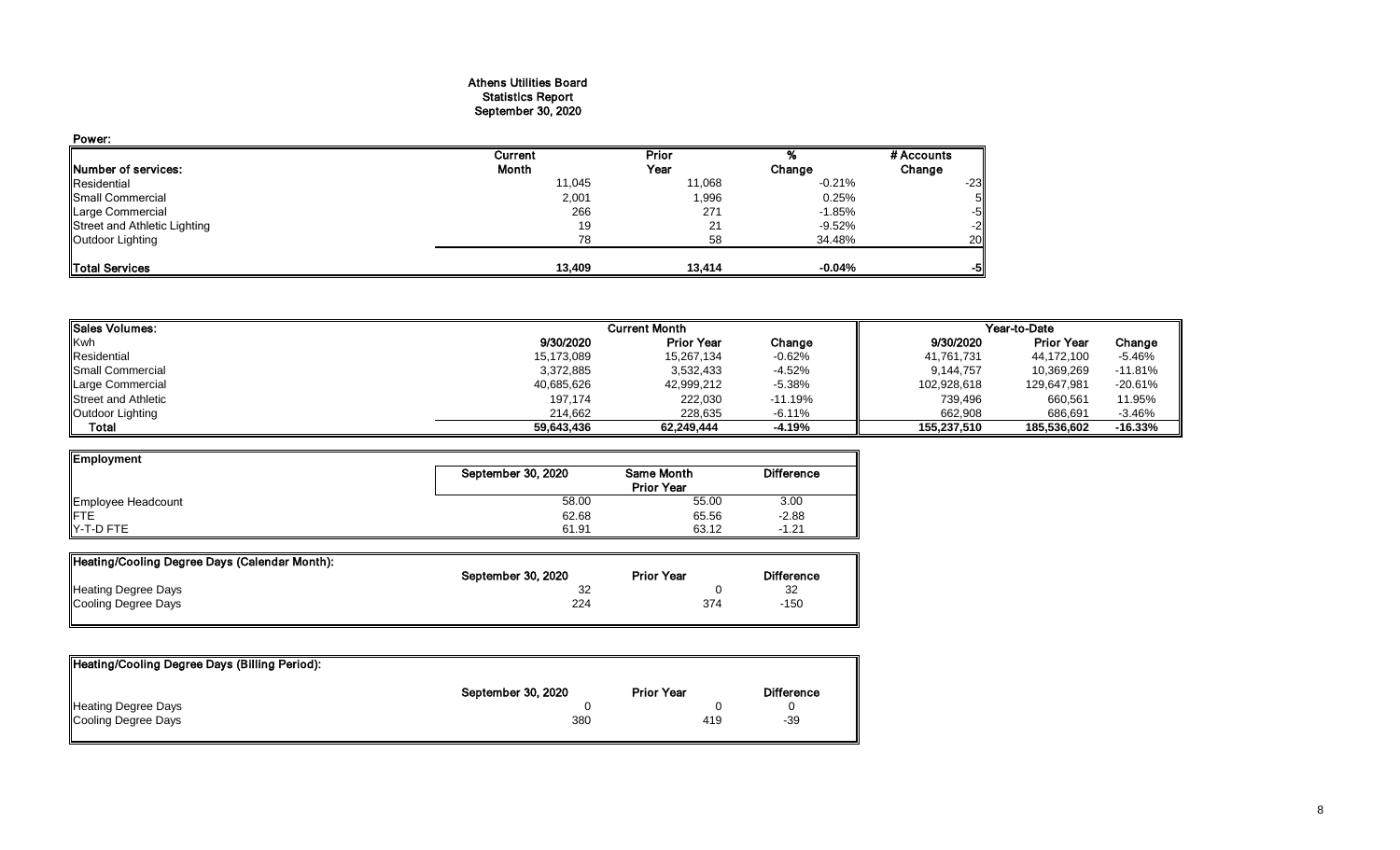# Athens Utilities Board
## Statistics Report
## September 30, 2020

**Power:**

| Number of services: | Current Month | Prior Year | % Change | # Accounts Change |
|---|---|---|---|---|
| Residential | 11,045 | 11,068 | -0.21% | -23 |
| Small Commercial | 2,001 | 1,996 | 0.25% | 5 |
| Large Commercial | 266 | 271 | -1.85% | -5 |
| Street and Athletic Lighting | 19 | 21 | -9.52% | -2 |
| Outdoor Lighting | 78 | 58 | 34.48% | 20 |
| **Total Services** | **13,409** | **13,414** | **-0.04%** | **-5** |

| Sales Volumes: | Current Month | | | Year-to-Date | | |
|---|---|---|---|---|---|---|
| Kwh | 9/30/2020 | Prior Year | Change | 9/30/2020 | Prior Year | Change |
| Residential | 15,173,089 | 15,267,134 | -0.62% | 41,761,731 | 44,172,100 | -5.46% |
| Small Commercial | 3,372,885 | 3,532,433 | -4.52% | 9,144,757 | 10,369,269 | -11.81% |
| Large Commercial | 40,685,626 | 42,999,212 | -5.38% | 102,928,618 | 129,647,981 | -20.61% |
| Street and Athletic | 197,174 | 222,030 | -11.19% | 739,496 | 660,561 | 11.95% |
| Outdoor Lighting | 214,662 | 228,635 | -6.11% | 662,908 | 686,691 | -3.46% |
| **Total** | **59,643,436** | **62,249,444** | **-4.19%** | **155,237,510** | **185,536,602** | **-16.33%** |

| Employment | September 30, 2020 | Same Month Prior Year | Difference |
|---|---|---|---|
| Employee Headcount | 58.00 | 55.00 | 3.00 |
| FTE | 62.68 | 65.56 | -2.88 |
| Y-T-D FTE | 61.91 | 63.12 | -1.21 |

| Heating/Cooling Degree Days (Calendar Month): | September 30, 2020 | Prior Year | Difference |
|---|---|---|---|
| Heating Degree Days | 32 | 0 | 32 |
| Cooling Degree Days | 224 | 374 | -150 |

| Heating/Cooling Degree Days (Billing Period): | September 30, 2020 | Prior Year | Difference |
|---|---|---|---|
| Heating Degree Days | 0 | 0 | 0 |
| Cooling Degree Days | 380 | 419 | -39 |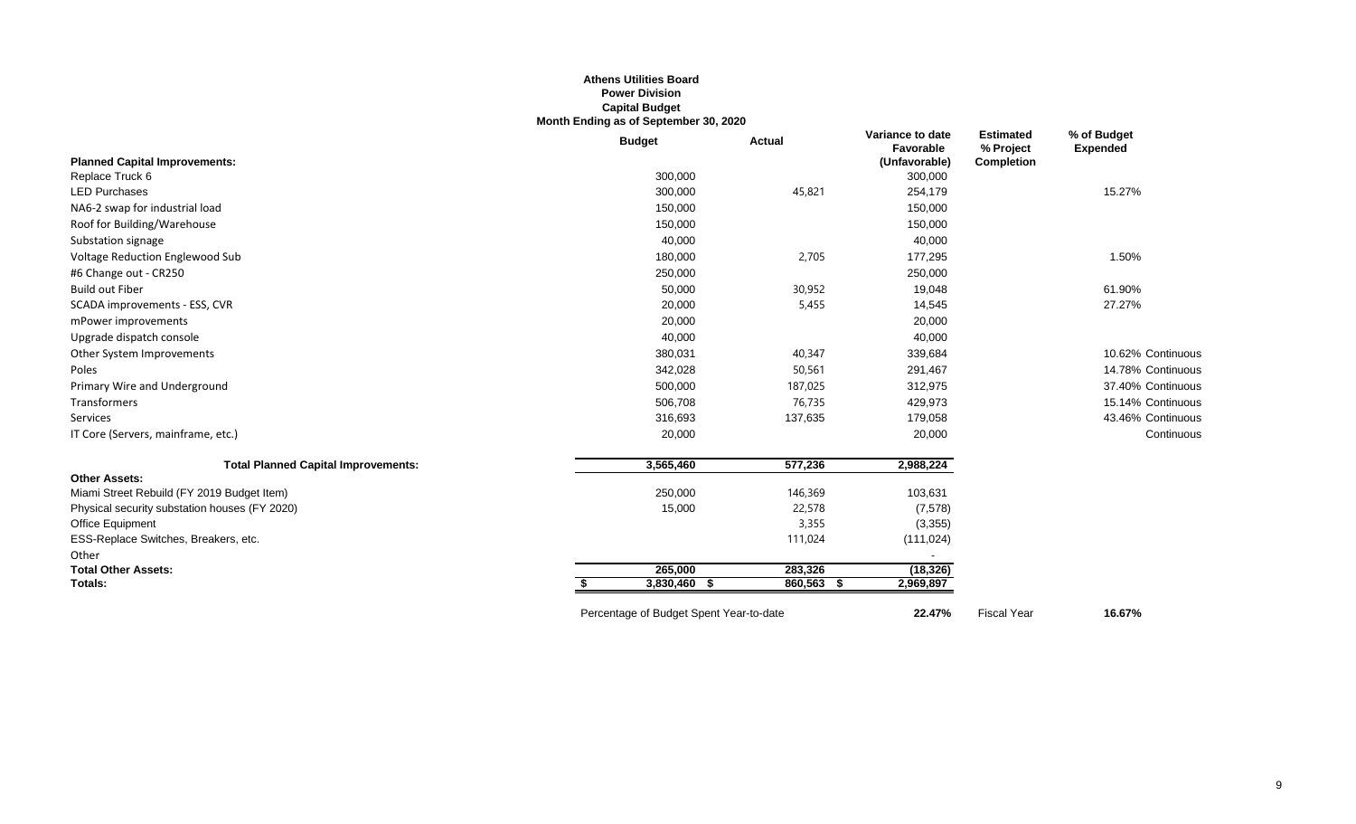**Athens Utilities Board**
**Power Division**
**Capital Budget**
**Month Ending as of September 30, 2020**

| Planned Capital Improvements: | Budget | Actual | Variance to date Favorable (Unfavorable) | Estimated % Project Completion | % of Budget Expended | |
|---|---|---|---|---|---|---|
| Replace Truck 6 | 300,000 | | 300,000 | | | |
| LED Purchases | 300,000 | 45,821 | 254,179 | | 15.27% | |
| NA6-2 swap for industrial load | 150,000 | | 150,000 | | | |
| Roof for Building/Warehouse | 150,000 | | 150,000 | | | |
| Substation signage | 40,000 | | 40,000 | | | |
| Voltage Reduction Englewood Sub | 180,000 | 2,705 | 177,295 | | 1.50% | |
| #6 Change out - CR250 | 250,000 | | 250,000 | | | |
| Build out Fiber | 50,000 | 30,952 | 19,048 | | 61.90% | |
| SCADA improvements - ESS, CVR | 20,000 | 5,455 | 14,545 | | 27.27% | |
| mPower improvements | 20,000 | | 20,000 | | | |
| Upgrade dispatch console | 40,000 | | 40,000 | | | |
| Other System Improvements | 380,031 | 40,347 | 339,684 | | 10.62% | Continuous |
| Poles | 342,028 | 50,561 | 291,467 | | 14.78% | Continuous |
| Primary Wire and Underground | 500,000 | 187,025 | 312,975 | | 37.40% | Continuous |
| Transformers | 506,708 | 76,735 | 429,973 | | 15.14% | Continuous |
| Services | 316,693 | 137,635 | 179,058 | | 43.46% | Continuous |
| IT Core (Servers, mainframe, etc.) | 20,000 | | 20,000 | | | Continuous |
| **Total Planned Capital Improvements:** | 3,565,460 | 577,236 | 2,988,224 | | | |
| **Other Assets:** | | | | | | |
| Miami Street Rebuild (FY 2019 Budget Item) | 250,000 | 146,369 | 103,631 | | | |
| Physical security substation houses (FY 2020) | 15,000 | 22,578 | (7,578) | | | |
| Office Equipment | | 3,355 | (3,355) | | | |
| ESS-Replace Switches, Breakers, etc. | | 111,024 | (111,024) | | | |
| Other | | | - | | | |
| **Total Other Assets:** | 265,000 | 283,326 | (18,326) | | | |
| **Totals:** | $ 3,830,460 | $ 860,563 | $ 2,969,897 | | | |
| | Percentage of Budget Spent Year-to-date | | **22.47%** | Fiscal Year | **16.67%** | |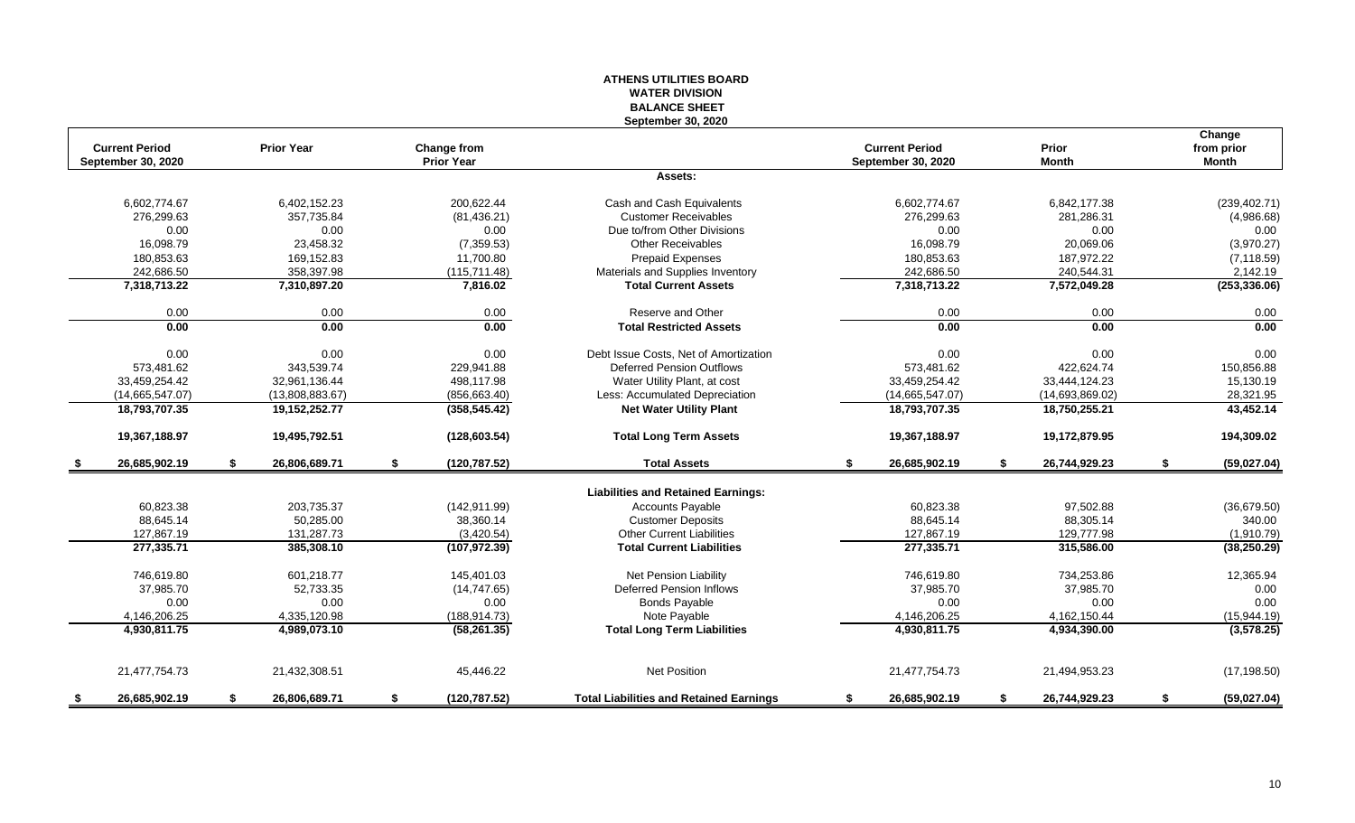# ATHENS UTILITIES BOARD
## WATER DIVISION
## BALANCE SHEET
### September 30, 2020

| Current Period September 30, 2020 | Prior Year | Change from Prior Year | | Current Period September 30, 2020 | Prior Month | Change from prior Month |
|---|---|---|---|---|---|---|
| | | | **Assets:** | | | |
| 6,602,774.67 | 6,402,152.23 | 200,622.44 | Cash and Cash Equivalents | 6,602,774.67 | 6,842,177.38 | (239,402.71) |
| 276,299.63 | 357,735.84 | (81,436.21) | Customer Receivables | 276,299.63 | 281,286.31 | (4,986.68) |
| 0.00 | 0.00 | 0.00 | Due to/from Other Divisions | 0.00 | 0.00 | 0.00 |
| 16,098.79 | 23,458.32 | (7,359.53) | Other Receivables | 16,098.79 | 20,069.06 | (3,970.27) |
| 180,853.63 | 169,152.83 | 11,700.80 | Prepaid Expenses | 180,853.63 | 187,972.22 | (7,118.59) |
| 242,686.50 | 358,397.98 | (115,711.48) | Materials and Supplies Inventory | 242,686.50 | 240,544.31 | 2,142.19 |
| **7,318,713.22** | **7,310,897.20** | **7,816.02** | **Total Current Assets** | **7,318,713.22** | **7,572,049.28** | **(253,336.06)** |
| 0.00 | 0.00 | 0.00 | Reserve and Other | 0.00 | 0.00 | 0.00 |
| **0.00** | **0.00** | **0.00** | **Total Restricted Assets** | **0.00** | **0.00** | **0.00** |
| 0.00 | 0.00 | 0.00 | Debt Issue Costs, Net of Amortization | 0.00 | 0.00 | 0.00 |
| 573,481.62 | 343,539.74 | 229,941.88 | Deferred Pension Outflows | 573,481.62 | 422,624.74 | 150,856.88 |
| 33,459,254.42 | 32,961,136.44 | 498,117.98 | Water Utility Plant, at cost | 33,459,254.42 | 33,444,124.23 | 15,130.19 |
| (14,665,547.07) | (13,808,883.67) | (856,663.40) | Less: Accumulated Depreciation | (14,665,547.07) | (14,693,869.02) | 28,321.95 |
| **18,793,707.35** | **19,152,252.77** | **(358,545.42)** | **Net Water Utility Plant** | **18,793,707.35** | **18,750,255.21** | **43,452.14** |
| **19,367,188.97** | **19,495,792.51** | **(128,603.54)** | **Total Long Term Assets** | **19,367,188.97** | **19,172,879.95** | **194,309.02** |
| **$ 26,685,902.19** | **$ 26,806,689.71** | **$ (120,787.52)** | **Total Assets** | **$ 26,685,902.19** | **$ 26,744,929.23** | **$ (59,027.04)** |
| | | | **Liabilities and Retained Earnings:** | | | |
| 60,823.38 | 203,735.37 | (142,911.99) | Accounts Payable | 60,823.38 | 97,502.88 | (36,679.50) |
| 88,645.14 | 50,285.00 | 38,360.14 | Customer Deposits | 88,645.14 | 88,305.14 | 340.00 |
| 127,867.19 | 131,287.73 | (3,420.54) | Other Current Liabilities | 127,867.19 | 129,777.98 | (1,910.79) |
| **277,335.71** | **385,308.10** | **(107,972.39)** | **Total Current Liabilities** | **277,335.71** | **315,586.00** | **(38,250.29)** |
| 746,619.80 | 601,218.77 | 145,401.03 | Net Pension Liability | 746,619.80 | 734,253.86 | 12,365.94 |
| 37,985.70 | 52,733.35 | (14,747.65) | Deferred Pension Inflows | 37,985.70 | 37,985.70 | 0.00 |
| 0.00 | 0.00 | 0.00 | Bonds Payable | 0.00 | 0.00 | 0.00 |
| 4,146,206.25 | 4,335,120.98 | (188,914.73) | Note Payable | 4,146,206.25 | 4,162,150.44 | (15,944.19) |
| **4,930,811.75** | **4,989,073.10** | **(58,261.35)** | **Total Long Term Liabilities** | **4,930,811.75** | **4,934,390.00** | **(3,578.25)** |
| 21,477,754.73 | 21,432,308.51 | 45,446.22 | Net Position | 21,477,754.73 | 21,494,953.23 | (17,198.50) |
| **$ 26,685,902.19** | **$ 26,806,689.71** | **$ (120,787.52)** | **Total Liabilities and Retained Earnings** | **$ 26,685,902.19** | **$ 26,744,929.23** | **$ (59,027.04)** |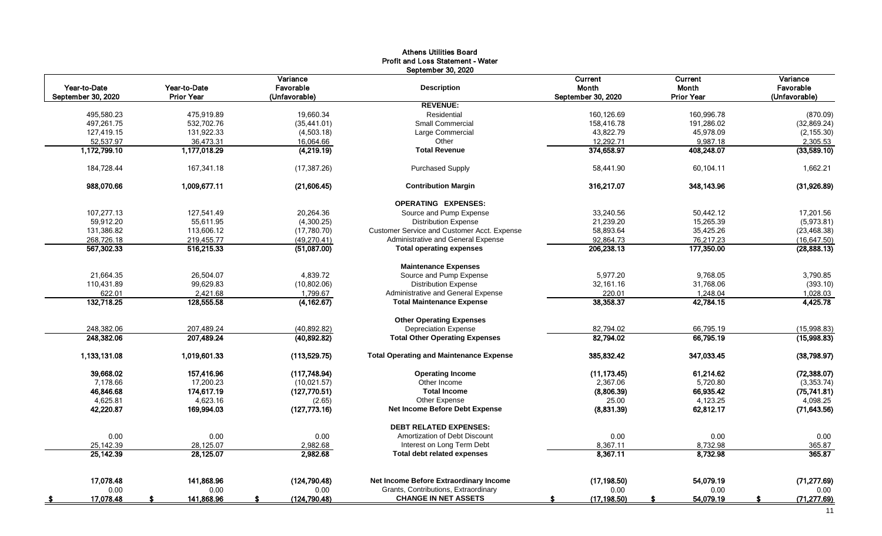# Athens Utilities Board
## Profit and Loss Statement - Water
### September 30, 2020

| Year-to-Date September 30, 2020 | Year-to-Date Prior Year | Variance Favorable (Unfavorable) | Description | Current Month September 30, 2020 | Current Month Prior Year | Variance Favorable (Unfavorable) |
|---|---|---|---|---|---|---|
| | | | **REVENUE:** | | | |
| 495,580.23 | 475,919.89 | 19,660.34 | Residential | 160,126.69 | 160,996.78 | (870.09) |
| 497,261.75 | 532,702.76 | (35,441.01) | Small Commercial | 158,416.78 | 191,286.02 | (32,869.24) |
| 127,419.15 | 131,922.33 | (4,503.18) | Large Commercial | 43,822.79 | 45,978.09 | (2,155.30) |
| 52,537.97 | 36,473.31 | 16,064.66 | Other | 12,292.71 | 9,987.18 | 2,305.53 |
| **1,172,799.10** | **1,177,018.29** | **(4,219.19)** | **Total Revenue** | **374,658.97** | **408,248.07** | **(33,589.10)** |
| 184,728.44 | 167,341.18 | (17,387.26) | Purchased Supply | 58,441.90 | 60,104.11 | 1,662.21 |
| **988,070.66** | **1,009,677.11** | **(21,606.45)** | **Contribution Margin** | **316,217.07** | **348,143.96** | **(31,926.89)** |
| | | | **OPERATING EXPENSES:** | | | |
| 107,277.13 | 127,541.49 | 20,264.36 | Source and Pump Expense | 33,240.56 | 50,442.12 | 17,201.56 |
| 59,912.20 | 55,611.95 | (4,300.25) | Distribution Expense | 21,239.20 | 15,265.39 | (5,973.81) |
| 131,386.82 | 113,606.12 | (17,780.70) | Customer Service and Customer Acct. Expense | 58,893.64 | 35,425.26 | (23,468.38) |
| 268,726.18 | 219,455.77 | (49,270.41) | Administrative and General Expense | 92,864.73 | 76,217.23 | (16,647.50) |
| **567,302.33** | **516,215.33** | **(51,087.00)** | **Total operating expenses** | **206,238.13** | **177,350.00** | **(28,888.13)** |
| | | | **Maintenance Expenses** | | | |
| 21,664.35 | 26,504.07 | 4,839.72 | Source and Pump Expense | 5,977.20 | 9,768.05 | 3,790.85 |
| 110,431.89 | 99,629.83 | (10,802.06) | Distribution Expense | 32,161.16 | 31,768.06 | (393.10) |
| 622.01 | 2,421.68 | 1,799.67 | Administrative and General Expense | 220.01 | 1,248.04 | 1,028.03 |
| **132,718.25** | **128,555.58** | **(4,162.67)** | **Total Maintenance Expense** | **38,358.37** | **42,784.15** | **4,425.78** |
| | | | **Other Operating Expenses** | | | |
| 248,382.06 | 207,489.24 | (40,892.82) | Depreciation Expense | 82,794.02 | 66,795.19 | (15,998.83) |
| **248,382.06** | **207,489.24** | **(40,892.82)** | **Total Other Operating Expenses** | **82,794.02** | **66,795.19** | **(15,998.83)** |
| **1,133,131.08** | **1,019,601.33** | **(113,529.75)** | **Total Operating and Maintenance Expense** | **385,832.42** | **347,033.45** | **(38,798.97)** |
| **39,668.02** | **157,416.96** | **(117,748.94)** | **Operating Income** | **(11,173.45)** | **61,214.62** | **(72,388.07)** |
| 7,178.66 | 17,200.23 | (10,021.57) | Other Income | 2,367.06 | 5,720.80 | (3,353.74) |
| **46,846.68** | **174,617.19** | **(127,770.51)** | **Total Income** | **(8,806.39)** | **66,935.42** | **(75,741.81)** |
| 4,625.81 | 4,623.16 | (2.65) | Other Expense | 25.00 | 4,123.25 | 4,098.25 |
| **42,220.87** | **169,994.03** | **(127,773.16)** | **Net Income Before Debt Expense** | **(8,831.39)** | **62,812.17** | **(71,643.56)** |
| | | | **DEBT RELATED EXPENSES:** | | | |
| 0.00 | 0.00 | 0.00 | Amortization of Debt Discount | 0.00 | 0.00 | 0.00 |
| 25,142.39 | 28,125.07 | 2,982.68 | Interest on Long Term Debt | 8,367.11 | 8,732.98 | 365.87 |
| **25,142.39** | **28,125.07** | **2,982.68** | **Total debt related expenses** | **8,367.11** | **8,732.98** | **365.87** |
| **17,078.48** | **141,868.96** | **(124,790.48)** | **Net Income Before Extraordinary Income** | **(17,198.50)** | **54,079.19** | **(71,277.69)** |
| 0.00 | 0.00 | 0.00 | Grants, Contributions, Extraordinary | 0.00 | 0.00 | 0.00 |
| **$ 17,078.48** | **$ 141,868.96** | **$ (124,790.48)** | **CHANGE IN NET ASSETS** | **$ (17,198.50)** | **$ 54,079.19** | **$ (71,277.69)** |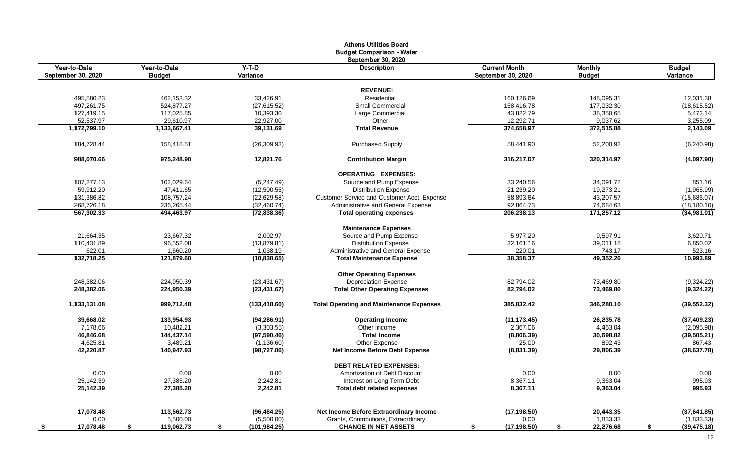# Athens Utilities Board
## Budget Comparison - Water
### September 30, 2020

| Year-to-Date September 30, 2020 | Year-to-Date Budget | Y-T-D Variance | Description | Current Month September 30, 2020 | Monthly Budget | Budget Variance |
|---|---|---|---|---|---|---|
| | | | **REVENUE:** | | | |
| 495,580.23 | 462,153.32 | 33,426.91 | Residential | 160,126.69 | 148,095.31 | 12,031.38 |
| 497,261.75 | 524,877.27 | (27,615.52) | Small Commercial | 158,416.78 | 177,032.30 | (18,615.52) |
| 127,419.15 | 117,025.85 | 10,393.30 | Large Commercial | 43,822.79 | 38,350.65 | 5,472.14 |
| 52,537.97 | 29,610.97 | 22,927.00 | Other | 12,292.71 | 9,037.62 | 3,255.09 |
| **1,172,799.10** | **1,133,667.41** | **39,131.69** | **Total Revenue** | **374,658.97** | **372,515.88** | **2,143.09** |
| 184,728.44 | 158,418.51 | (26,309.93) | Purchased Supply | 58,441.90 | 52,200.92 | (6,240.98) |
| **988,070.66** | **975,248.90** | **12,821.76** | **Contribution Margin** | **316,217.07** | **320,314.97** | **(4,097.90)** |
| | | | **OPERATING EXPENSES:** | | | |
| 107,277.13 | 102,029.64 | (5,247.49) | Source and Pump Expense | 33,240.56 | 34,091.72 | 851.16 |
| 59,912.20 | 47,411.65 | (12,500.55) | Distribution Expense | 21,239.20 | 19,273.21 | (1,965.99) |
| 131,386.82 | 108,757.24 | (22,629.58) | Customer Service and Customer Acct. Expense | 58,893.64 | 43,207.57 | (15,686.07) |
| 268,726.18 | 236,265.44 | (32,460.74) | Administrative and General Expense | 92,864.73 | 74,684.63 | (18,180.10) |
| **567,302.33** | **494,463.97** | **(72,838.36)** | **Total operating expenses** | **206,238.13** | **171,257.12** | **(34,981.01)** |
| | | | **Maintenance Expenses** | | | |
| 21,664.35 | 23,667.32 | 2,002.97 | Source and Pump Expense | 5,977.20 | 9,597.91 | 3,620.71 |
| 110,431.89 | 96,552.08 | (13,879.81) | Distribution Expense | 32,161.16 | 39,011.18 | 6,850.02 |
| 622.01 | 1,660.20 | 1,038.19 | Administrative and General Expense | 220.01 | 743.17 | 523.16 |
| **132,718.25** | **121,879.60** | **(10,838.65)** | **Total Maintenance Expense** | **38,358.37** | **49,352.26** | **10,993.89** |
| | | | **Other Operating Expenses** | | | |
| 248,382.06 | 224,950.39 | (23,431.67) | Depreciation Expense | 82,794.02 | 73,469.80 | (9,324.22) |
| **248,382.06** | **224,950.39** | **(23,431.67)** | **Total Other Operating Expenses** | **82,794.02** | **73,469.80** | **(9,324.22)** |
| **1,133,131.08** | **999,712.48** | **(133,418.60)** | **Total Operating and Maintenance Expenses** | **385,832.42** | **346,280.10** | **(39,552.32)** |
| **39,668.02** | **133,954.93** | **(94,286.91)** | **Operating Income** | **(11,173.45)** | **26,235.78** | **(37,409.23)** |
| 7,178.66 | 10,482.21 | (3,303.55) | Other Income | 2,367.06 | 4,463.04 | (2,095.98) |
| **46,846.68** | **144,437.14** | **(97,590.46)** | **Total Income** | **(8,806.39)** | **30,698.82** | **(39,505.21)** |
| 4,625.81 | 3,489.21 | (1,136.60) | Other Expense | 25.00 | 892.43 | 867.43 |
| **42,220.87** | **140,947.93** | **(98,727.06)** | **Net Income Before Debt Expense** | **(8,831.39)** | **29,806.39** | **(38,637.78)** |
| | | | **DEBT RELATED EXPENSES:** | | | |
| 0.00 | 0.00 | 0.00 | Amortization of Debt Discount | 0.00 | 0.00 | 0.00 |
| 25,142.39 | 27,385.20 | 2,242.81 | Interest on Long Term Debt | 8,367.11 | 9,363.04 | 995.93 |
| **25,142.39** | **27,385.20** | **2,242.81** | **Total debt related expenses** | **8,367.11** | **9,363.04** | **995.93** |
| **17,078.48** | **113,562.73** | **(96,484.25)** | **Net Income Before Extraordinary Income** | **(17,198.50)** | **20,443.35** | **(37,641.85)** |
| 0.00 | 5,500.00 | (5,500.00) | Grants, Contributions, Extraordinary | 0.00 | 1,833.33 | (1,833.33) |
| **$ 17,078.48** | **$ 119,062.73** | **$ (101,984.25)** | **CHANGE IN NET ASSETS** | **$ (17,198.50)** | **$ 22,276.68** | **$ (39,475.18)** |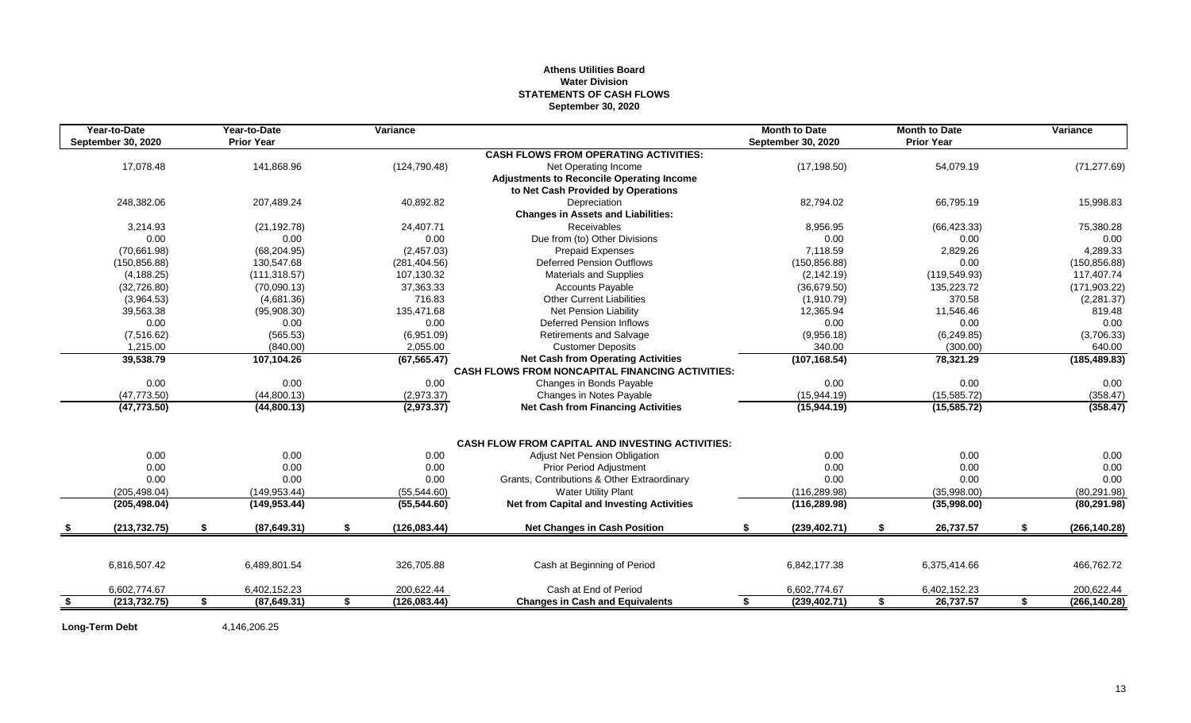**Athens Utilities Board**
**Water Division**
**STATEMENTS OF CASH FLOWS**
**September 30, 2020**

| Year-to-Date September 30, 2020 | Year-to-Date Prior Year | Variance | | Month to Date September 30, 2020 | Month to Date Prior Year | Variance |
|---|---|---|---|---|---|---|
| | | | **CASH FLOWS FROM OPERATING ACTIVITIES:** | | | |
| 17,078.48 | 141,868.96 | (124,790.48) | Net Operating Income | (17,198.50) | 54,079.19 | (71,277.69) |
| | | | **Adjustments to Reconcile Operating Income to Net Cash Provided by Operations** | | | |
| 248,382.06 | 207,489.24 | 40,892.82 | Depreciation | 82,794.02 | 66,795.19 | 15,998.83 |
| | | | **Changes in Assets and Liabilities:** | | | |
| 3,214.93 | (21,192.78) | 24,407.71 | Receivables | 8,956.95 | (66,423.33) | 75,380.28 |
| 0.00 | 0.00 | 0.00 | Due from (to) Other Divisions | 0.00 | 0.00 | 0.00 |
| (70,661.98) | (68,204.95) | (2,457.03) | Prepaid Expenses | 7,118.59 | 2,829.26 | 4,289.33 |
| (150,856.88) | 130,547.68 | (281,404.56) | Deferred Pension Outflows | (150,856.88) | 0.00 | (150,856.88) |
| (4,188.25) | (111,318.57) | 107,130.32 | Materials and Supplies | (2,142.19) | (119,549.93) | 117,407.74 |
| (32,726.80) | (70,090.13) | 37,363.33 | Accounts Payable | (36,679.50) | 135,223.72 | (171,903.22) |
| (3,964.53) | (4,681.36) | 716.83 | Other Current Liabilities | (1,910.79) | 370.58 | (2,281.37) |
| 39,563.38 | (95,908.30) | 135,471.68 | Net Pension Liability | 12,365.94 | 11,546.46 | 819.48 |
| 0.00 | 0.00 | 0.00 | Deferred Pension Inflows | 0.00 | 0.00 | 0.00 |
| (7,516.62) | (565.53) | (6,951.09) | Retirements and Salvage | (9,956.18) | (6,249.85) | (3,706.33) |
| 1,215.00 | (840.00) | 2,055.00 | Customer Deposits | 340.00 | (300.00) | 640.00 |
| **39,538.79** | **107,104.26** | **(67,565.47)** | **Net Cash from Operating Activities** | **(107,168.54)** | **78,321.29** | **(185,489.83)** |
| | | | **CASH FLOWS FROM NONCAPITAL FINANCING ACTIVITIES:** | | | |
| 0.00 | 0.00 | 0.00 | Changes in Bonds Payable | 0.00 | 0.00 | 0.00 |
| (47,773.50) | (44,800.13) | (2,973.37) | Changes in Notes Payable | (15,944.19) | (15,585.72) | (358.47) |
| **(47,773.50)** | **(44,800.13)** | **(2,973.37)** | **Net Cash from Financing Activities** | **(15,944.19)** | **(15,585.72)** | **(358.47)** |
| | | | **CASH FLOW FROM CAPITAL AND INVESTING ACTIVITIES:** | | | |
| 0.00 | 0.00 | 0.00 | Adjust Net Pension Obligation | 0.00 | 0.00 | 0.00 |
| 0.00 | 0.00 | 0.00 | Prior Period Adjustment | 0.00 | 0.00 | 0.00 |
| 0.00 | 0.00 | 0.00 | Grants, Contributions & Other Extraordinary | 0.00 | 0.00 | 0.00 |
| (205,498.04) | (149,953.44) | (55,544.60) | Water Utility Plant | (116,289.98) | (35,998.00) | (80,291.98) |
| **(205,498.04)** | **(149,953.44)** | **(55,544.60)** | **Net from Capital and Investing Activities** | **(116,289.98)** | **(35,998.00)** | **(80,291.98)** |
| **$ (213,732.75)** | **$ (87,649.31)** | **$ (126,083.44)** | **Net Changes in Cash Position** | **$ (239,402.71)** | **$ 26,737.57** | **$ (266,140.28)** |
| 6,816,507.42 | 6,489,801.54 | 326,705.88 | Cash at Beginning of Period | 6,842,177.38 | 6,375,414.66 | 466,762.72 |
| 6,602,774.67 | 6,402,152.23 | 200,622.44 | Cash at End of Period | 6,602,774.67 | 6,402,152.23 | 200,622.44 |
| **$ (213,732.75)** | **$ (87,649.31)** | **$ (126,083.44)** | **Changes in Cash and Equivalents** | **$ (239,402.71)** | **$ 26,737.57** | **$ (266,140.28)** |

**Long-Term Debt** 4,146,206.25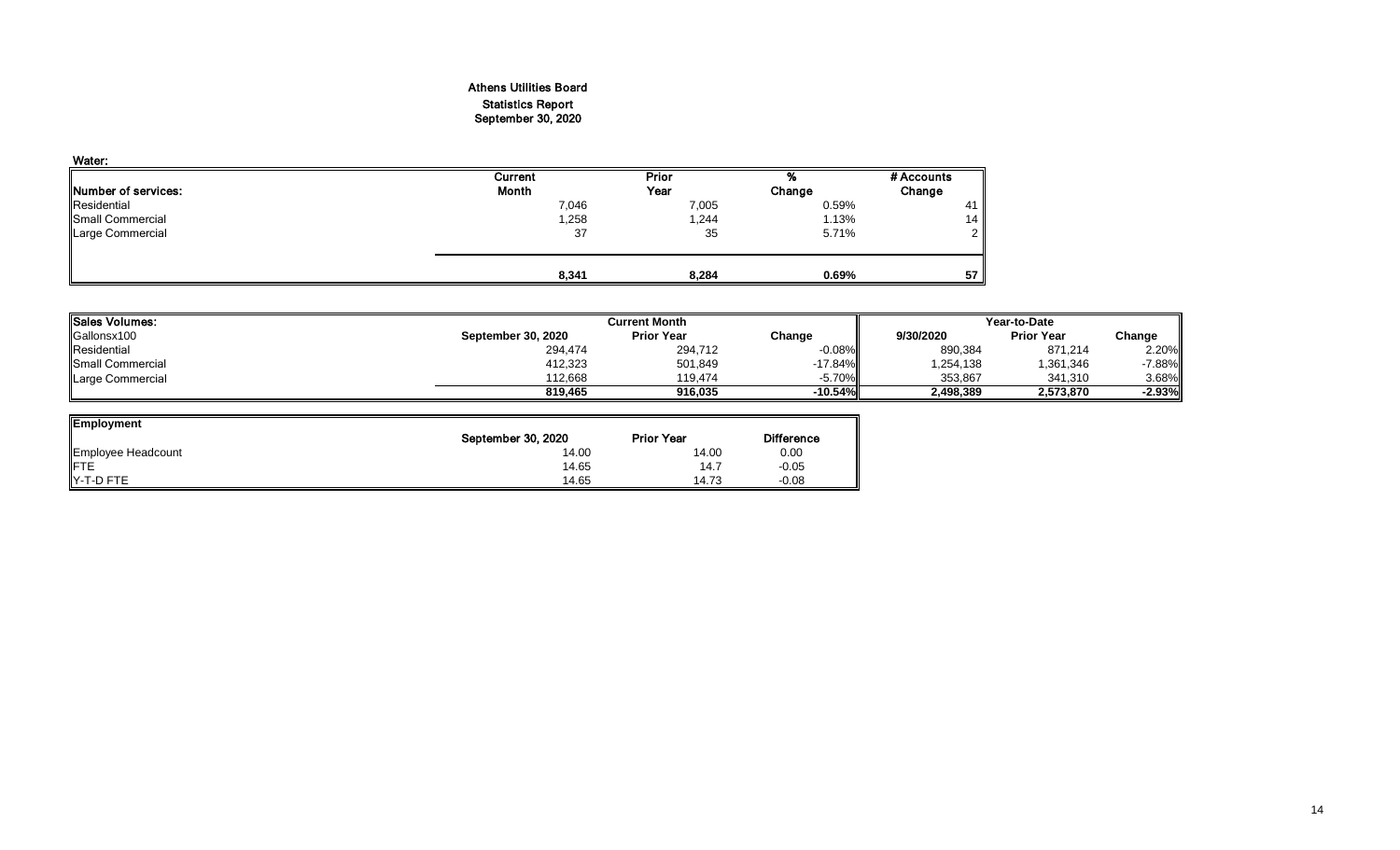# Athens Utilities Board

## Statistics Report

## September 30, 2020

**Water:**

| Number of services: | Current Month | Prior Year | % Change | # Accounts Change |
|---|---|---|---|---|
| Residential | 7,046 | 7,005 | 0.59% | 41 |
| Small Commercial | 1,258 | 1,244 | 1.13% | 14 |
| Large Commercial | 37 | 35 | 5.71% | 2 |
| | **8,341** | **8,284** | **0.69%** | **57** |

| Sales Volumes: | Current Month | | | Year-to-Date | | |
|---|---|---|---|---|---|---|
| Gallonsx100 | September 30, 2020 | Prior Year | Change | 9/30/2020 | Prior Year | Change |
| Residential | 294,474 | 294,712 | -0.08% | 890,384 | 871,214 | 2.20% |
| Small Commercial | 412,323 | 501,849 | -17.84% | 1,254,138 | 1,361,346 | -7.88% |
| Large Commercial | 112,668 | 119,474 | -5.70% | 353,867 | 341,310 | 3.68% |
| | **819,465** | **916,035** | **-10.54%** | **2,498,389** | **2,573,870** | **-2.93%** |

| Employment | September 30, 2020 | Prior Year | Difference |
|---|---|---|---|
| Employee Headcount | 14.00 | 14.00 | 0.00 |
| FTE | 14.65 | 14.7 | -0.05 |
| Y-T-D FTE | 14.65 | 14.73 | -0.08 |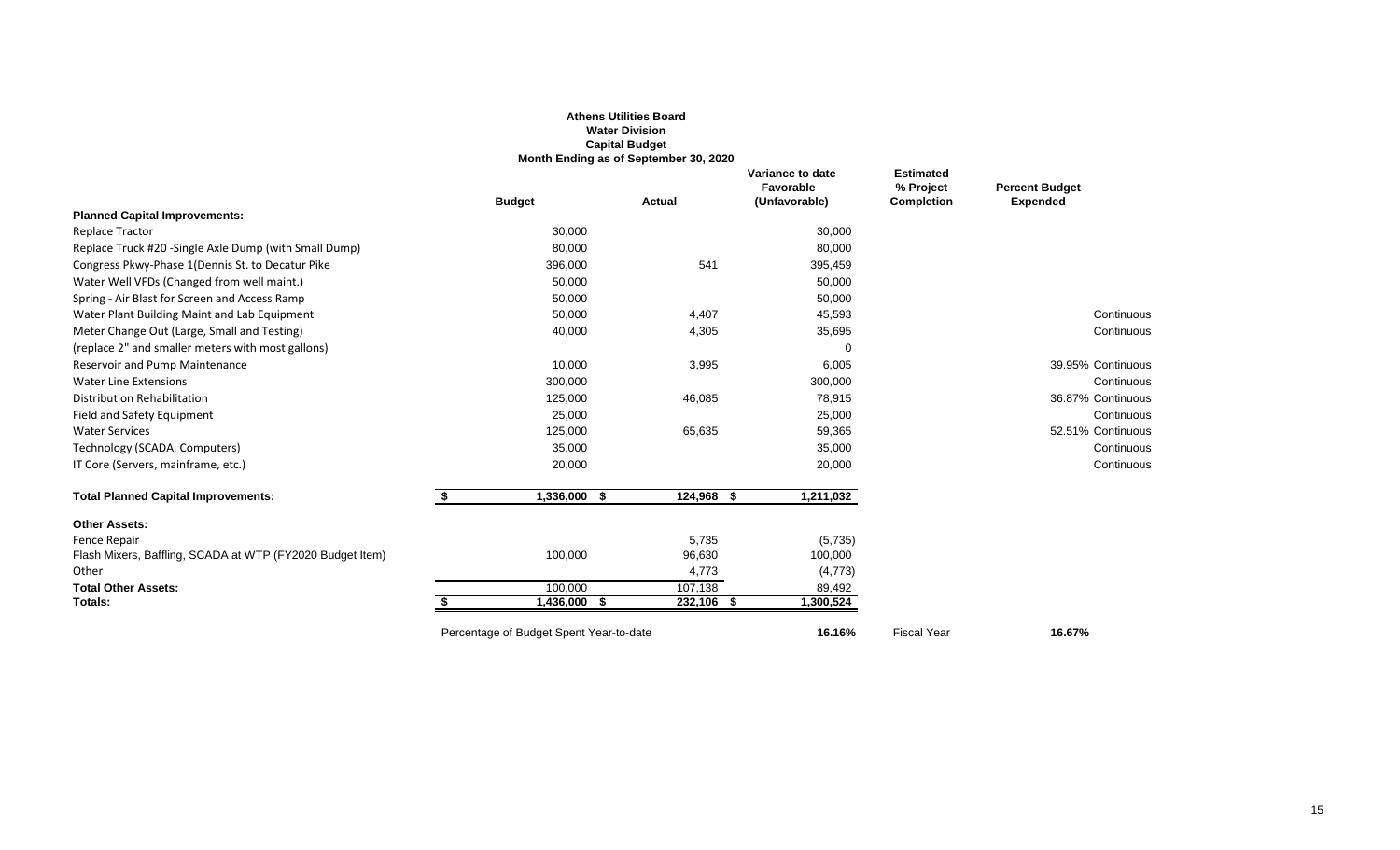**Athens Utilities Board**
**Water Division**
**Capital Budget**
**Month Ending as of September 30, 2020**

| | Budget | Actual | Variance to date Favorable (Unfavorable) | Estimated % Project Completion | Percent Budget Expended |
|---|---|---|---|---|---|
| **Planned Capital Improvements:** | | | | | |
| Replace Tractor | 30,000 | | 30,000 | | |
| Replace Truck #20 -Single Axle Dump (with Small Dump) | 80,000 | | 80,000 | | |
| Congress Pkwy-Phase 1(Dennis St. to Decatur Pike | 396,000 | 541 | 395,459 | | |
| Water Well VFDs (Changed from well maint.) | 50,000 | | 50,000 | | |
| Spring - Air Blast for Screen and Access Ramp | 50,000 | | 50,000 | | |
| Water Plant Building Maint and Lab Equipment | 50,000 | 4,407 | 45,593 | | Continuous |
| Meter Change Out (Large, Small and Testing) | 40,000 | 4,305 | 35,695 | | Continuous |
| (replace 2" and smaller meters with most gallons) | | | 0 | | |
| Reservoir and Pump Maintenance | 10,000 | 3,995 | 6,005 | | 39.95% Continuous |
| Water Line Extensions | 300,000 | | 300,000 | | Continuous |
| Distribution Rehabilitation | 125,000 | 46,085 | 78,915 | | 36.87% Continuous |
| Field and Safety Equipment | 25,000 | | 25,000 | | Continuous |
| Water Services | 125,000 | 65,635 | 59,365 | | 52.51% Continuous |
| Technology (SCADA, Computers) | 35,000 | | 35,000 | | Continuous |
| IT Core (Servers, mainframe, etc.) | 20,000 | | 20,000 | | Continuous |
| **Total Planned Capital Improvements:** | $ 1,336,000 | $ 124,968 | $ 1,211,032 | | |
| **Other Assets:** | | | | | |
| Fence Repair | | 5,735 | (5,735) | | |
| Flash Mixers, Baffling, SCADA at WTP (FY2020 Budget Item) | 100,000 | 96,630 | 100,000 | | |
| Other | | 4,773 | (4,773) | | |
| **Total Other Assets:** | 100,000 | 107,138 | 89,492 | | |
| **Totals:** | $ 1,436,000 | $ 232,106 | $ 1,300,524 | | |
| Percentage of Budget Spent Year-to-date | | | **16.16%** | Fiscal Year | **16.67%** |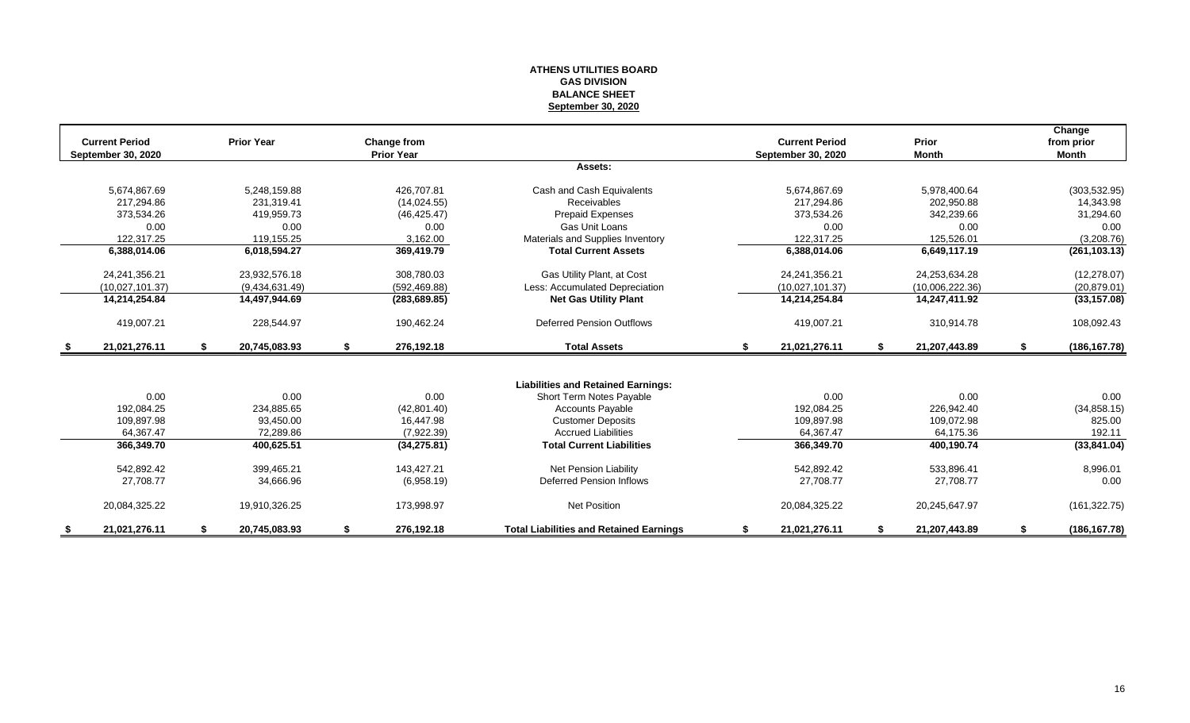**ATHENS UTILITIES BOARD**
**GAS DIVISION**
**BALANCE SHEET**
**September 30, 2020**

| Current Period September 30, 2020 | Prior Year | Change from Prior Year | | Current Period September 30, 2020 | Prior Month | Change from prior Month |
|---|---|---|---|---|---|---|
| | | | **Assets:** | | | |
| 5,674,867.69 | 5,248,159.88 | 426,707.81 | Cash and Cash Equivalents | 5,674,867.69 | 5,978,400.64 | (303,532.95) |
| 217,294.86 | 231,319.41 | (14,024.55) | Receivables | 217,294.86 | 202,950.88 | 14,343.98 |
| 373,534.26 | 419,959.73 | (46,425.47) | Prepaid Expenses | 373,534.26 | 342,239.66 | 31,294.60 |
| 0.00 | 0.00 | 0.00 | Gas Unit Loans | 0.00 | 0.00 | 0.00 |
| 122,317.25 | 119,155.25 | 3,162.00 | Materials and Supplies Inventory | 122,317.25 | 125,526.01 | (3,208.76) |
| **6,388,014.06** | **6,018,594.27** | **369,419.79** | **Total Current Assets** | **6,388,014.06** | **6,649,117.19** | **(261,103.13)** |
| 24,241,356.21 | 23,932,576.18 | 308,780.03 | Gas Utility Plant, at Cost | 24,241,356.21 | 24,253,634.28 | (12,278.07) |
| (10,027,101.37) | (9,434,631.49) | (592,469.88) | Less: Accumulated Depreciation | (10,027,101.37) | (10,006,222.36) | (20,879.01) |
| **14,214,254.84** | **14,497,944.69** | **(283,689.85)** | **Net Gas Utility Plant** | **14,214,254.84** | **14,247,411.92** | **(33,157.08)** |
| 419,007.21 | 228,544.97 | 190,462.24 | Deferred Pension Outflows | 419,007.21 | 310,914.78 | 108,092.43 |
| **$ 21,021,276.11** | **$ 20,745,083.93** | **$ 276,192.18** | **Total Assets** | **$ 21,021,276.11** | **$ 21,207,443.89** | **$ (186,167.78)** |
| | | | **Liabilities and Retained Earnings:** | | | |
| 0.00 | 0.00 | 0.00 | Short Term Notes Payable | 0.00 | 0.00 | 0.00 |
| 192,084.25 | 234,885.65 | (42,801.40) | Accounts Payable | 192,084.25 | 226,942.40 | (34,858.15) |
| 109,897.98 | 93,450.00 | 16,447.98 | Customer Deposits | 109,897.98 | 109,072.98 | 825.00 |
| 64,367.47 | 72,289.86 | (7,922.39) | Accrued Liabilities | 64,367.47 | 64,175.36 | 192.11 |
| **366,349.70** | **400,625.51** | **(34,275.81)** | **Total Current Liabilities** | **366,349.70** | **400,190.74** | **(33,841.04)** |
| 542,892.42 | 399,465.21 | 143,427.21 | Net Pension Liability | 542,892.42 | 533,896.41 | 8,996.01 |
| 27,708.77 | 34,666.96 | (6,958.19) | Deferred Pension Inflows | 27,708.77 | 27,708.77 | 0.00 |
| 20,084,325.22 | 19,910,326.25 | 173,998.97 | Net Position | 20,084,325.22 | 20,245,647.97 | (161,322.75) |
| **$ 21,021,276.11** | **$ 20,745,083.93** | **$ 276,192.18** | **Total Liabilities and Retained Earnings** | **$ 21,021,276.11** | **$ 21,207,443.89** | **$ (186,167.78)** |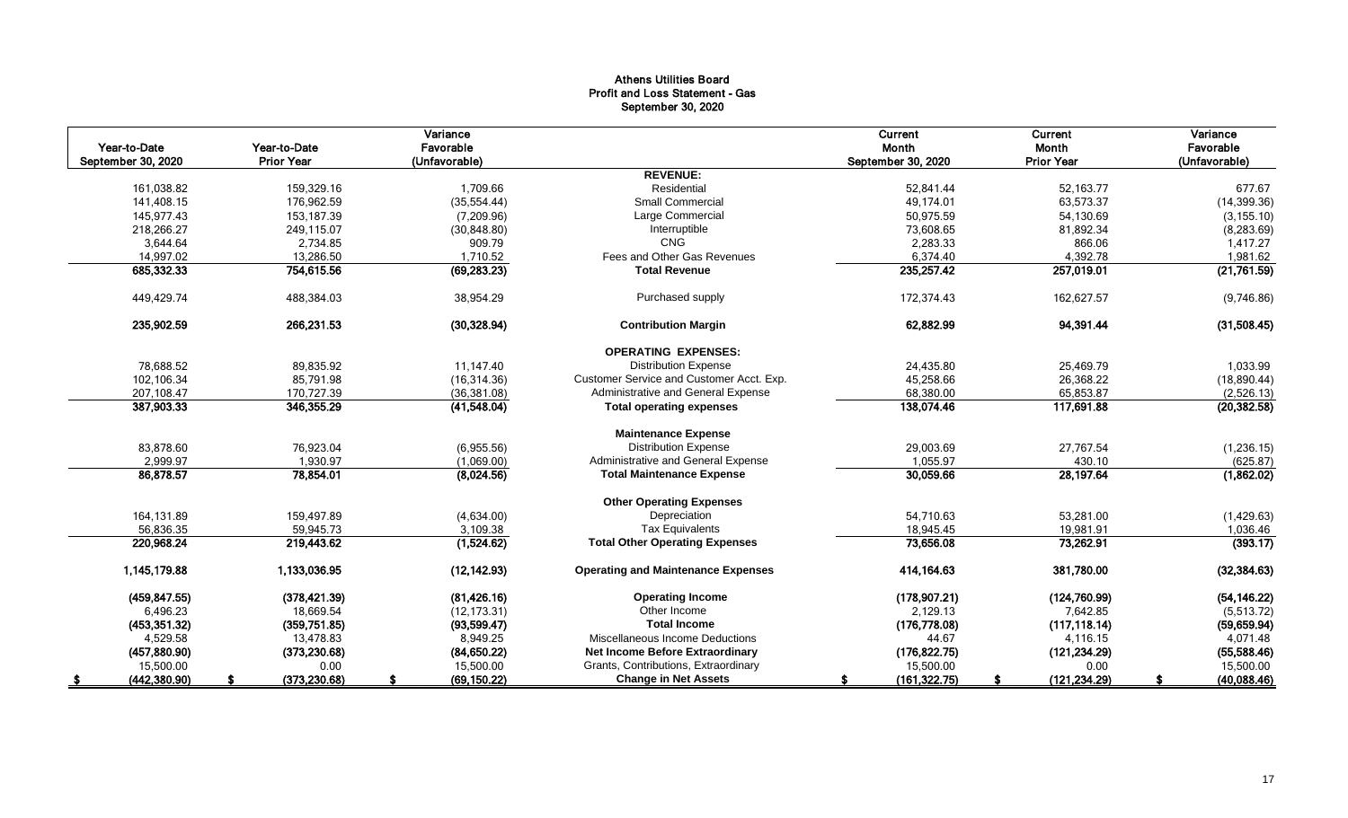# Athens Utilities Board
## Profit and Loss Statement - Gas
### September 30, 2020

| Year-to-Date September 30, 2020 | Year-to-Date Prior Year | Variance Favorable (Unfavorable) | | Current Month September 30, 2020 | Current Month Prior Year | Variance Favorable (Unfavorable) |
|---|---|---|---|---|---|---|
| | | | **REVENUE:** | | | |
| 161,038.82 | 159,329.16 | 1,709.66 | Residential | 52,841.44 | 52,163.77 | 677.67 |
| 141,408.15 | 176,962.59 | (35,554.44) | Small Commercial | 49,174.01 | 63,573.37 | (14,399.36) |
| 145,977.43 | 153,187.39 | (7,209.96) | Large Commercial | 50,975.59 | 54,130.69 | (3,155.10) |
| 218,266.27 | 249,115.07 | (30,848.80) | Interruptible | 73,608.65 | 81,892.34 | (8,283.69) |
| 3,644.64 | 2,734.85 | 909.79 | CNG | 2,283.33 | 866.06 | 1,417.27 |
| 14,997.02 | 13,286.50 | 1,710.52 | Fees and Other Gas Revenues | 6,374.40 | 4,392.78 | 1,981.62 |
| **685,332.33** | **754,615.56** | **(69,283.23)** | **Total Revenue** | **235,257.42** | **257,019.01** | **(21,761.59)** |
| 449,429.74 | 488,384.03 | 38,954.29 | Purchased supply | 172,374.43 | 162,627.57 | (9,746.86) |
| **235,902.59** | **266,231.53** | **(30,328.94)** | **Contribution Margin** | **62,882.99** | **94,391.44** | **(31,508.45)** |
| | | | **OPERATING EXPENSES:** | | | |
| 78,688.52 | 89,835.92 | 11,147.40 | Distribution Expense | 24,435.80 | 25,469.79 | 1,033.99 |
| 102,106.34 | 85,791.98 | (16,314.36) | Customer Service and Customer Acct. Exp. | 45,258.66 | 26,368.22 | (18,890.44) |
| 207,108.47 | 170,727.39 | (36,381.08) | Administrative and General Expense | 68,380.00 | 65,853.87 | (2,526.13) |
| **387,903.33** | **346,355.29** | **(41,548.04)** | **Total operating expenses** | **138,074.46** | **117,691.88** | **(20,382.58)** |
| | | | **Maintenance Expense** | | | |
| 83,878.60 | 76,923.04 | (6,955.56) | Distribution Expense | 29,003.69 | 27,767.54 | (1,236.15) |
| 2,999.97 | 1,930.97 | (1,069.00) | Administrative and General Expense | 1,055.97 | 430.10 | (625.87) |
| **86,878.57** | **78,854.01** | **(8,024.56)** | **Total Maintenance Expense** | **30,059.66** | **28,197.64** | **(1,862.02)** |
| | | | **Other Operating Expenses** | | | |
| 164,131.89 | 159,497.89 | (4,634.00) | Depreciation | 54,710.63 | 53,281.00 | (1,429.63) |
| 56,836.35 | 59,945.73 | 3,109.38 | Tax Equivalents | 18,945.45 | 19,981.91 | 1,036.46 |
| **220,968.24** | **219,443.62** | **(1,524.62)** | **Total Other Operating Expenses** | **73,656.08** | **73,262.91** | **(393.17)** |
| **1,145,179.88** | **1,133,036.95** | **(12,142.93)** | **Operating and Maintenance Expenses** | **414,164.63** | **381,780.00** | **(32,384.63)** |
| **(459,847.55)** | **(378,421.39)** | **(81,426.16)** | **Operating Income** | **(178,907.21)** | **(124,760.99)** | **(54,146.22)** |
| 6,496.23 | 18,669.54 | (12,173.31) | Other Income | 2,129.13 | 7,642.85 | (5,513.72) |
| **(453,351.32)** | **(359,751.85)** | **(93,599.47)** | **Total Income** | **(176,778.08)** | **(117,118.14)** | **(59,659.94)** |
| 4,529.58 | 13,478.83 | 8,949.25 | Miscellaneous Income Deductions | 44.67 | 4,116.15 | 4,071.48 |
| **(457,880.90)** | **(373,230.68)** | **(84,650.22)** | **Net Income Before Extraordinary** | **(176,822.75)** | **(121,234.29)** | **(55,588.46)** |
| 15,500.00 | 0.00 | 15,500.00 | Grants, Contributions, Extraordinary | 15,500.00 | 0.00 | 15,500.00 |
| **$ (442,380.90)** | **$ (373,230.68)** | **$ (69,150.22)** | **Change in Net Assets** | **$ (161,322.75)** | **$ (121,234.29)** | **$ (40,088.46)** |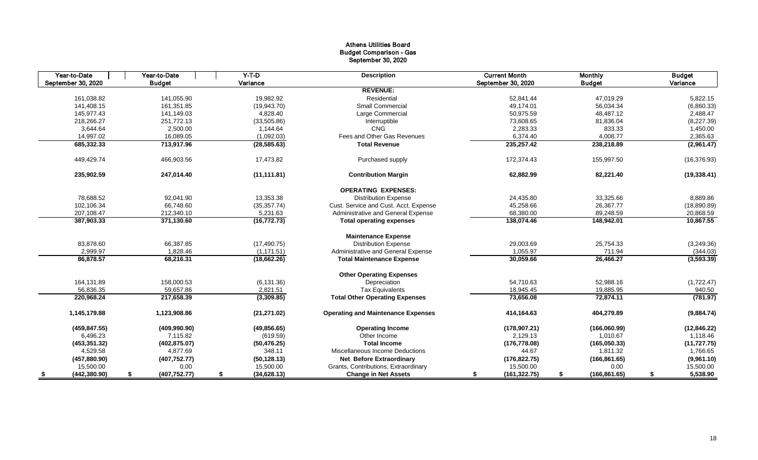# Athens Utilities Board
## Budget Comparison - Gas
### September 30, 2020

| Year-to-Date September 30, 2020 | Year-to-Date Budget | Y-T-D Variance | Description | Current Month September 30, 2020 | Monthly Budget | Budget Variance |
|---|---|---|---|---|---|---|
| | | | **REVENUE:** | | | |
| 161,038.82 | 141,055.90 | 19,982.92 | Residential | 52,841.44 | 47,019.29 | 5,822.15 |
| 141,408.15 | 161,351.85 | (19,943.70) | Small Commercial | 49,174.01 | 56,034.34 | (6,860.33) |
| 145,977.43 | 141,149.03 | 4,828.40 | Large Commercial | 50,975.59 | 48,487.12 | 2,488.47 |
| 218,266.27 | 251,772.13 | (33,505.86) | Interruptible | 73,608.65 | 81,836.04 | (8,227.39) |
| 3,644.64 | 2,500.00 | 1,144.64 | CNG | 2,283.33 | 833.33 | 1,450.00 |
| 14,997.02 | 16,089.05 | (1,092.03) | Fees and Other Gas Revenues | 6,374.40 | 4,008.77 | 2,365.63 |
| **685,332.33** | **713,917.96** | **(28,585.63)** | **Total Revenue** | **235,257.42** | **238,218.89** | **(2,961.47)** |
| 449,429.74 | 466,903.56 | 17,473.82 | Purchased supply | 172,374.43 | 155,997.50 | (16,376.93) |
| **235,902.59** | **247,014.40** | **(11,111.81)** | **Contribution Margin** | **62,882.99** | **82,221.40** | **(19,338.41)** |
| | | | **OPERATING EXPENSES:** | | | |
| 78,688.52 | 92,041.90 | 13,353.38 | Distribution Expense | 24,435.80 | 33,325.66 | 8,889.86 |
| 102,106.34 | 66,748.60 | (35,357.74) | Cust. Service and Cust. Acct. Expense | 45,258.66 | 26,367.77 | (18,890.89) |
| 207,108.47 | 212,340.10 | 5,231.63 | Administrative and General Expense | 68,380.00 | 89,248.59 | 20,868.59 |
| **387,903.33** | **371,130.60** | **(16,772.73)** | **Total operating expenses** | **138,074.46** | **148,942.01** | **10,867.55** |
| | | | **Maintenance Expense** | | | |
| 83,878.60 | 66,387.85 | (17,490.75) | Distribution Expense | 29,003.69 | 25,754.33 | (3,249.36) |
| 2,999.97 | 1,828.46 | (1,171.51) | Administrative and General Expense | 1,055.97 | 711.94 | (344.03) |
| **86,878.57** | **68,216.31** | **(18,662.26)** | **Total Maintenance Expense** | **30,059.66** | **26,466.27** | **(3,593.39)** |
| | | | **Other Operating Expenses** | | | |
| 164,131.89 | 158,000.53 | (6,131.36) | Depreciation | 54,710.63 | 52,988.16 | (1,722.47) |
| 56,836.35 | 59,657.86 | 2,821.51 | Tax Equivalents | 18,945.45 | 19,885.95 | 940.50 |
| **220,968.24** | **217,658.39** | **(3,309.85)** | **Total Other Operating Expenses** | **73,656.08** | **72,874.11** | **(781.97)** |
| **1,145,179.88** | **1,123,908.86** | **(21,271.02)** | **Operating and Maintenance Expenses** | **414,164.63** | **404,279.89** | **(9,884.74)** |
| **(459,847.55)** | **(409,990.90)** | **(49,856.65)** | **Operating Income** | **(178,907.21)** | **(166,060.99)** | **(12,846.22)** |
| 6,496.23 | 7,115.82 | (619.59) | Other Income | 2,129.13 | 1,010.67 | 1,118.46 |
| **(453,351.32)** | **(402,875.07)** | **(50,476.25)** | **Total Income** | **(176,778.08)** | **(165,050.33)** | **(11,727.75)** |
| 4,529.58 | 4,877.69 | 348.11 | Miscellaneous Income Deductions | 44.67 | 1,811.32 | 1,766.65 |
| **(457,880.90)** | **(407,752.77)** | **(50,128.13)** | **Net Before Extraordinary** | **(176,822.75)** | **(166,861.65)** | **(9,961.10)** |
| 15,500.00 | 0.00 | 15,500.00 | Grants, Contributions, Extraordinary | 15,500.00 | 0.00 | 15,500.00 |
| **$ (442,380.90)** | **$ (407,752.77)** | **$ (34,628.13)** | **Change in Net Assets** | **$ (161,322.75)** | **$ (166,861.65)** | **$ 5,538.90** |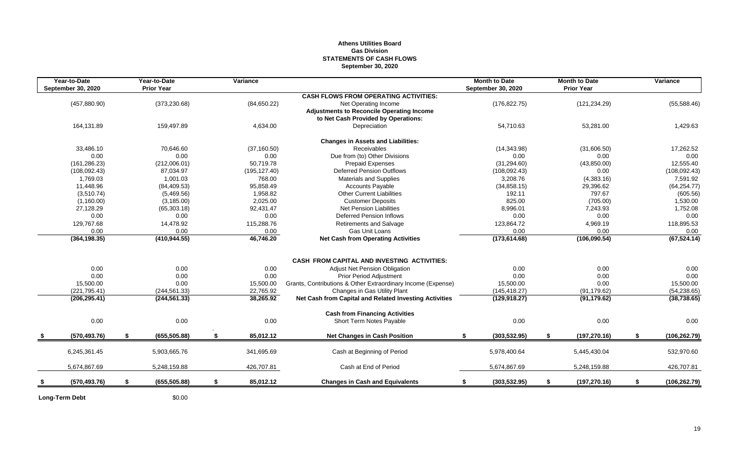**Athens Utilities Board**
**Gas Division**
**STATEMENTS OF CASH FLOWS**
**September 30, 2020**

| Year-to-Date September 30, 2020 | Year-to-Date Prior Year | Variance | | Month to Date September 30, 2020 | Month to Date Prior Year | Variance |
|---|---|---|---|---|---|---|
| | | | **CASH FLOWS FROM OPERATING ACTIVITIES:** | | | |
| (457,880.90) | (373,230.68) | (84,650.22) | Net Operating Income | (176,822.75) | (121,234.29) | (55,588.46) |
| | | | **Adjustments to Reconcile Operating Income** | | | |
| | | | **to Net Cash Provided by Operations:** | | | |
| 164,131.89 | 159,497.89 | 4,634.00 | Depreciation | 54,710.63 | 53,281.00 | 1,429.63 |
| | | | **Changes in Assets and Liabilities:** | | | |
| 33,486.10 | 70,646.60 | (37,160.50) | Receivables | (14,343.98) | (31,606.50) | 17,262.52 |
| 0.00 | 0.00 | 0.00 | Due from (to) Other Divisions | 0.00 | 0.00 | 0.00 |
| (161,286.23) | (212,006.01) | 50,719.78 | Prepaid Expenses | (31,294.60) | (43,850.00) | 12,555.40 |
| (108,092.43) | 87,034.97 | (195,127.40) | Deferred Pension Outflows | (108,092.43) | 0.00 | (108,092.43) |
| 1,769.03 | 1,001.03 | 768.00 | Materials and Supplies | 3,208.76 | (4,383.16) | 7,591.92 |
| 11,448.96 | (84,409.53) | 95,858.49 | Accounts Payable | (34,858.15) | 29,396.62 | (64,254.77) |
| (3,510.74) | (5,469.56) | 1,958.82 | Other Current Liabilities | 192.11 | 797.67 | (605.56) |
| (1,160.00) | (3,185.00) | 2,025.00 | Customer Deposits | 825.00 | (705.00) | 1,530.00 |
| 27,128.29 | (65,303.18) | 92,431.47 | Net Pension Liabilities | 8,996.01 | 7,243.93 | 1,752.08 |
| 0.00 | 0.00 | 0.00 | Deferred Pension Inflows | 0.00 | 0.00 | 0.00 |
| 129,767.68 | 14,478.92 | 115,288.76 | Retirements and Salvage | 123,864.72 | 4,969.19 | 118,895.53 |
| 0.00 | 0.00 | 0.00 | Gas Unit Loans | 0.00 | 0.00 | 0.00 |
| **(364,198.35)** | **(410,944.55)** | **46,746.20** | **Net Cash from Operating Activities** | **(173,614.68)** | **(106,090.54)** | **(67,524.14)** |
| | | | **CASH FROM CAPITAL AND INVESTING ACTIVITIES:** | | | |
| 0.00 | 0.00 | 0.00 | Adjust Net Pension Obligation | 0.00 | 0.00 | 0.00 |
| 0.00 | 0.00 | 0.00 | Prior Period Adjustment | 0.00 | 0.00 | 0.00 |
| 15,500.00 | 0.00 | 15,500.00 | Grants, Contributions & Other Extraordinary Income (Expense) | 15,500.00 | 0.00 | 15,500.00 |
| (221,795.41) | (244,561.33) | 22,765.92 | Changes in Gas Utility Plant | (145,418.27) | (91,179.62) | (54,238.65) |
| **(206,295.41)** | **(244,561.33)** | **38,265.92** | **Net Cash from Capital and Related Investing Activities** | **(129,918.27)** | **(91,179.62)** | **(38,738.65)** |
| | | | **Cash from Financing Activities** | | | |
| 0.00 | 0.00 | 0.00 | Short Term Notes Payable | 0.00 | 0.00 | 0.00 |
| **$ (570,493.76)** | **$ (655,505.88)** | **$ 85,012.12** | **Net Changes in Cash Position** | **$ (303,532.95)** | **$ (197,270.16)** | **$ (106,262.79)** |
| 6,245,361.45 | 5,903,665.76 | 341,695.69 | Cash at Beginning of Period | 5,978,400.64 | 5,445,430.04 | 532,970.60 |
| 5,674,867.69 | 5,248,159.88 | 426,707.81 | Cash at End of Period | 5,674,867.69 | 5,248,159.88 | 426,707.81 |
| **$ (570,493.76)** | **$ (655,505.88)** | **$ 85,012.12** | **Changes in Cash and Equivalents** | **$ (303,532.95)** | **$ (197,270.16)** | **$ (106,262.79)** |

**Long-Term Debt** $0.00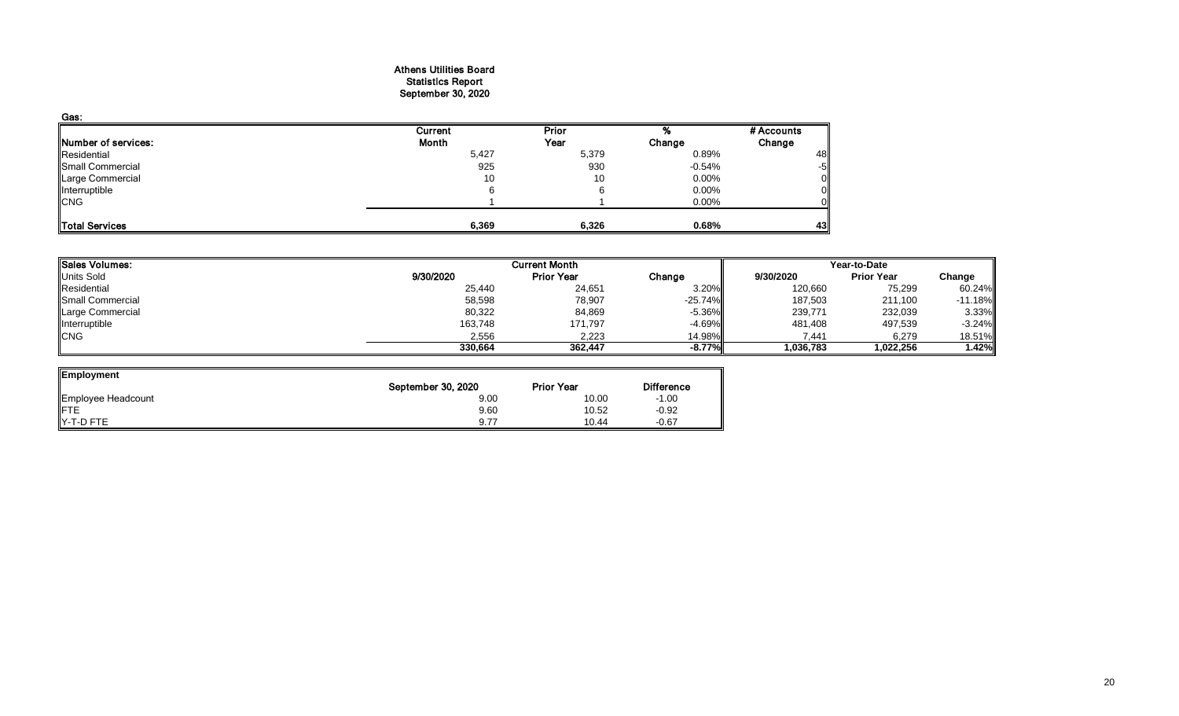# Athens Utilities Board
## Statistics Report
## September 30, 2020

**Gas:**

| Number of services: | Current Month | Prior Year | % Change | # Accounts Change |
|---|---|---|---|---|
| Residential | 5,427 | 5,379 | 0.89% | 48 |
| Small Commercial | 925 | 930 | -0.54% | -5 |
| Large Commercial | 10 | 10 | 0.00% | 0 |
| Interruptible | 6 | 6 | 0.00% | 0 |
| CNG | 1 | 1 | 0.00% | 0 |
| **Total Services** | **6,369** | **6,326** | **0.68%** | **43** |

| Sales Volumes: | Current Month | | | Year-to-Date | | |
|---|---|---|---|---|---|---|
| Units Sold | 9/30/2020 | Prior Year | Change | 9/30/2020 | Prior Year | Change |
| Residential | 25,440 | 24,651 | 3.20% | 120,660 | 75,299 | 60.24% |
| Small Commercial | 58,598 | 78,907 | -25.74% | 187,503 | 211,100 | -11.18% |
| Large Commercial | 80,322 | 84,869 | -5.36% | 239,771 | 232,039 | 3.33% |
| Interruptible | 163,748 | 171,797 | -4.69% | 481,408 | 497,539 | -3.24% |
| CNG | 2,556 | 2,223 | 14.98% | 7,441 | 6,279 | 18.51% |
| | **330,664** | **362,447** | **-8.77%** | **1,036,783** | **1,022,256** | **1.42%** |

| Employment | September 30, 2020 | Prior Year | Difference |
|---|---|---|---|
| Employee Headcount | 9.00 | 10.00 | -1.00 |
| FTE | 9.60 | 10.52 | -0.92 |
| Y-T-D FTE | 9.77 | 10.44 | -0.67 |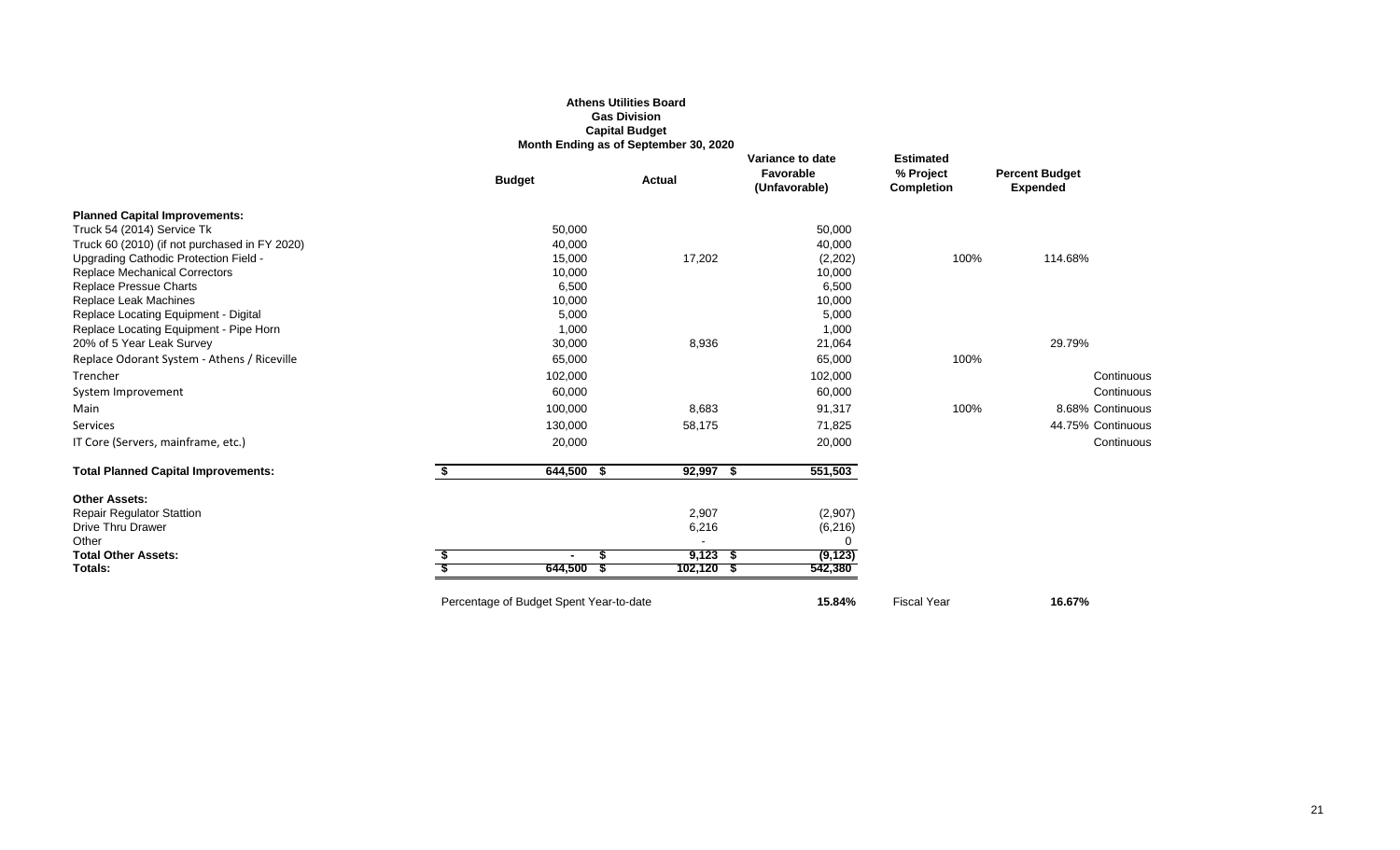**Athens Utilities Board**
**Gas Division**
**Capital Budget**
**Month Ending as of September 30, 2020**

| | Budget | Actual | Variance to date Favorable (Unfavorable) | Estimated % Project Completion | Percent Budget Expended | |
|---|---|---|---|---|---|---|
| **Planned Capital Improvements:** | | | | | | |
| Truck 54 (2014) Service Tk | 50,000 | | 50,000 | | | |
| Truck 60 (2010) (if not purchased in FY 2020) | 40,000 | | 40,000 | | | |
| Upgrading Cathodic Protection Field - | 15,000 | 17,202 | (2,202) | 100% | 114.68% | |
| Replace Mechanical Correctors | 10,000 | | 10,000 | | | |
| Replace Pressue Charts | 6,500 | | 6,500 | | | |
| Replace Leak Machines | 10,000 | | 10,000 | | | |
| Replace Locating Equipment - Digital | 5,000 | | 5,000 | | | |
| Replace Locating Equipment - Pipe Horn | 1,000 | | 1,000 | | | |
| 20% of 5 Year Leak Survey | 30,000 | 8,936 | 21,064 | | 29.79% | |
| Replace Odorant System - Athens / Riceville | 65,000 | | 65,000 | 100% | | |
| Trencher | 102,000 | | 102,000 | | | Continuous |
| System Improvement | 60,000 | | 60,000 | | | Continuous |
| Main | 100,000 | 8,683 | 91,317 | 100% | 8.68% | Continuous |
| Services | 130,000 | 58,175 | 71,825 | | 44.75% | Continuous |
| IT Core (Servers, mainframe, etc.) | 20,000 | | 20,000 | | | Continuous |
| **Total Planned Capital Improvements:** | **$ 644,500** | **$ 92,997** | **$ 551,503** | | | |
| **Other Assets:** | | | | | | |
| Repair Regulator Stattion | | 2,907 | (2,907) | | | |
| Drive Thru Drawer | | 6,216 | (6,216) | | | |
| Other | | - | 0 | | | |
| **Total Other Assets:** | **$ -** | **$ 9,123** | **$ (9,123)** | | | |
| **Totals:** | **$ 644,500** | **$ 102,120** | **$ 542,380** | | | |
| Percentage of Budget Spent Year-to-date | | | **15.84%** | Fiscal Year | **16.67%** | |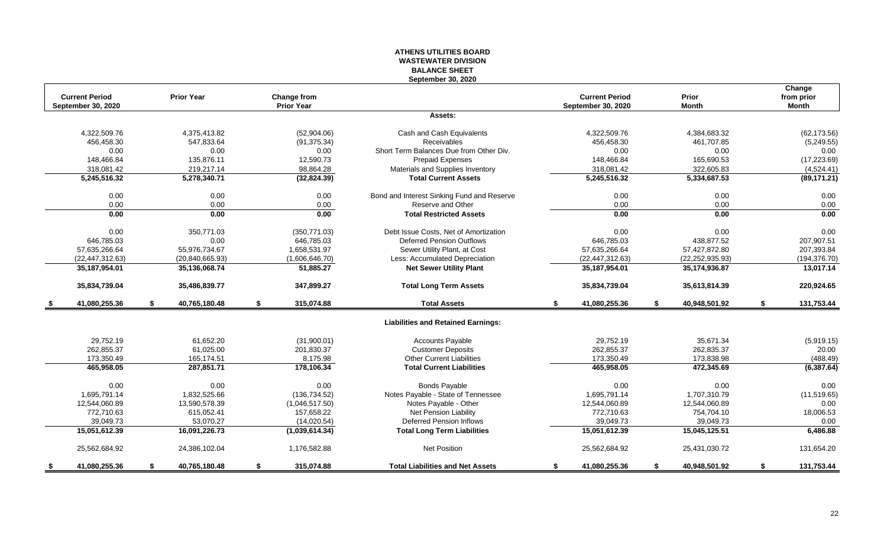# ATHENS UTILITIES BOARD
## WASTEWATER DIVISION
## BALANCE SHEET
### September 30, 2020

| Current Period September 30, 2020 | Prior Year | Change from Prior Year | | Current Period September 30, 2020 | Prior Month | Change from prior Month |
|---|---|---|---|---|---|---|
| | | | **Assets:** | | | |
| 4,322,509.76 | 4,375,413.82 | (52,904.06) | Cash and Cash Equivalents | 4,322,509.76 | 4,384,683.32 | (62,173.56) |
| 456,458.30 | 547,833.64 | (91,375.34) | Receivables | 456,458.30 | 461,707.85 | (5,249.55) |
| 0.00 | 0.00 | 0.00 | Short Term Balances Due from Other Div. | 0.00 | 0.00 | 0.00 |
| 148,466.84 | 135,876.11 | 12,590.73 | Prepaid Expenses | 148,466.84 | 165,690.53 | (17,223.69) |
| 318,081.42 | 219,217.14 | 98,864.28 | Materials and Supplies Inventory | 318,081.42 | 322,605.83 | (4,524.41) |
| **5,245,516.32** | **5,278,340.71** | **(32,824.39)** | **Total Current Assets** | **5,245,516.32** | **5,334,687.53** | **(89,171.21)** |
| 0.00 | 0.00 | 0.00 | Bond and Interest Sinking Fund and Reserve | 0.00 | 0.00 | 0.00 |
| 0.00 | 0.00 | 0.00 | Reserve and Other | 0.00 | 0.00 | 0.00 |
| **0.00** | **0.00** | **0.00** | **Total Restricted Assets** | **0.00** | **0.00** | **0.00** |
| 0.00 | 350,771.03 | (350,771.03) | Debt Issue Costs, Net of Amortization | 0.00 | 0.00 | 0.00 |
| 646,785.03 | 0.00 | 646,785.03 | Deferred Pension Outflows | 646,785.03 | 438,877.52 | 207,907.51 |
| 57,635,266.64 | 55,976,734.67 | 1,658,531.97 | Sewer Utility Plant, at Cost | 57,635,266.64 | 57,427,872.80 | 207,393.84 |
| (22,447,312.63) | (20,840,665.93) | (1,606,646.70) | Less: Accumulated Depreciation | (22,447,312.63) | (22,252,935.93) | (194,376.70) |
| **35,187,954.01** | **35,136,068.74** | **51,885.27** | **Net Sewer Utility Plant** | **35,187,954.01** | **35,174,936.87** | **13,017.14** |
| **35,834,739.04** | **35,486,839.77** | **347,899.27** | **Total Long Term Assets** | **35,834,739.04** | **35,613,814.39** | **220,924.65** |
| **$ 41,080,255.36** | **$ 40,765,180.48** | **$ 315,074.88** | **Total Assets** | **$ 41,080,255.36** | **$ 40,948,501.92** | **$ 131,753.44** |
| | | | **Liabilities and Retained Earnings:** | | | |
| 29,752.19 | 61,652.20 | (31,900.01) | Accounts Payable | 29,752.19 | 35,671.34 | (5,919.15) |
| 262,855.37 | 61,025.00 | 201,830.37 | Customer Deposits | 262,855.37 | 262,835.37 | 20.00 |
| 173,350.49 | 165,174.51 | 8,175.98 | Other Current Liabilities | 173,350.49 | 173,838.98 | (488.49) |
| **465,958.05** | **287,851.71** | **178,106.34** | **Total Current Liabilities** | **465,958.05** | **472,345.69** | **(6,387.64)** |
| 0.00 | 0.00 | 0.00 | Bonds Payable | 0.00 | 0.00 | 0.00 |
| 1,695,791.14 | 1,832,525.66 | (136,734.52) | Notes Payable - State of Tennessee | 1,695,791.14 | 1,707,310.79 | (11,519.65) |
| 12,544,060.89 | 13,590,578.39 | (1,046,517.50) | Notes Payable - Other | 12,544,060.89 | 12,544,060.89 | 0.00 |
| 772,710.63 | 615,052.41 | 157,658.22 | Net Pension Liability | 772,710.63 | 754,704.10 | 18,006.53 |
| 39,049.73 | 53,070.27 | (14,020.54) | Deferred Pension Inflows | 39,049.73 | 39,049.73 | 0.00 |
| **15,051,612.39** | **16,091,226.73** | **(1,039,614.34)** | **Total Long Term Liabilities** | **15,051,612.39** | **15,045,125.51** | **6,486.88** |
| 25,562,684.92 | 24,386,102.04 | 1,176,582.88 | Net Position | 25,562,684.92 | 25,431,030.72 | 131,654.20 |
| **$ 41,080,255.36** | **$ 40,765,180.48** | **$ 315,074.88** | **Total Liabilities and Net Assets** | **$ 41,080,255.36** | **$ 40,948,501.92** | **$ 131,753.44** |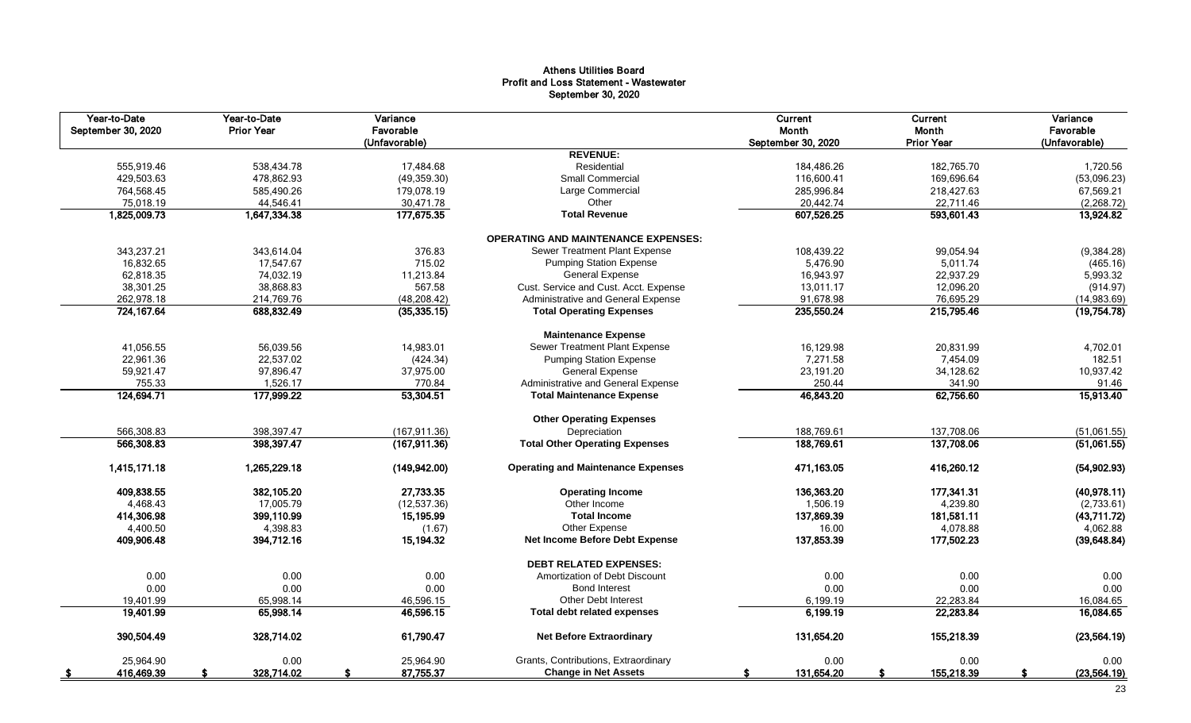**Athens Utilities Board**
**Profit and Loss Statement - Wastewater**
**September 30, 2020**

| Year-to-Date September 30, 2020 | Year-to-Date Prior Year | Variance Favorable (Unfavorable) | | Current Month September 30, 2020 | Current Month Prior Year | Variance Favorable (Unfavorable) |
|---|---|---|---|---|---|---|
| | | | **REVENUE:** | | | |
| 555,919.46 | 538,434.78 | 17,484.68 | Residential | 184,486.26 | 182,765.70 | 1,720.56 |
| 429,503.63 | 478,862.93 | (49,359.30) | Small Commercial | 116,600.41 | 169,696.64 | (53,096.23) |
| 764,568.45 | 585,490.26 | 179,078.19 | Large Commercial | 285,996.84 | 218,427.63 | 67,569.21 |
| 75,018.19 | 44,546.41 | 30,471.78 | Other | 20,442.74 | 22,711.46 | (2,268.72) |
| **1,825,009.73** | **1,647,334.38** | **177,675.35** | **Total Revenue** | **607,526.25** | **593,601.43** | **13,924.82** |
| | | | **OPERATING AND MAINTENANCE EXPENSES:** | | | |
| 343,237.21 | 343,614.04 | 376.83 | Sewer Treatment Plant Expense | 108,439.22 | 99,054.94 | (9,384.28) |
| 16,832.65 | 17,547.67 | 715.02 | Pumping Station Expense | 5,476.90 | 5,011.74 | (465.16) |
| 62,818.35 | 74,032.19 | 11,213.84 | General Expense | 16,943.97 | 22,937.29 | 5,993.32 |
| 38,301.25 | 38,868.83 | 567.58 | Cust. Service and Cust. Acct. Expense | 13,011.17 | 12,096.20 | (914.97) |
| 262,978.18 | 214,769.76 | (48,208.42) | Administrative and General Expense | 91,678.98 | 76,695.29 | (14,983.69) |
| **724,167.64** | **688,832.49** | **(35,335.15)** | **Total Operating Expenses** | **235,550.24** | **215,795.46** | **(19,754.78)** |
| | | | **Maintenance Expense** | | | |
| 41,056.55 | 56,039.56 | 14,983.01 | Sewer Treatment Plant Expense | 16,129.98 | 20,831.99 | 4,702.01 |
| 22,961.36 | 22,537.02 | (424.34) | Pumping Station Expense | 7,271.58 | 7,454.09 | 182.51 |
| 59,921.47 | 97,896.47 | 37,975.00 | General Expense | 23,191.20 | 34,128.62 | 10,937.42 |
| 755.33 | 1,526.17 | 770.84 | Administrative and General Expense | 250.44 | 341.90 | 91.46 |
| **124,694.71** | **177,999.22** | **53,304.51** | **Total Maintenance Expense** | **46,843.20** | **62,756.60** | **15,913.40** |
| | | | **Other Operating Expenses** | | | |
| 566,308.83 | 398,397.47 | (167,911.36) | Depreciation | 188,769.61 | 137,708.06 | (51,061.55) |
| **566,308.83** | **398,397.47** | **(167,911.36)** | **Total Other Operating Expenses** | **188,769.61** | **137,708.06** | **(51,061.55)** |
| **1,415,171.18** | **1,265,229.18** | **(149,942.00)** | **Operating and Maintenance Expenses** | **471,163.05** | **416,260.12** | **(54,902.93)** |
| **409,838.55** | **382,105.20** | **27,733.35** | **Operating Income** | **136,363.20** | **177,341.31** | **(40,978.11)** |
| 4,468.43 | 17,005.79 | (12,537.36) | Other Income | 1,506.19 | 4,239.80 | (2,733.61) |
| **414,306.98** | **399,110.99** | **15,195.99** | **Total Income** | **137,869.39** | **181,581.11** | **(43,711.72)** |
| 4,400.50 | 4,398.83 | (1.67) | Other Expense | 16.00 | 4,078.88 | 4,062.88 |
| **409,906.48** | **394,712.16** | **15,194.32** | **Net Income Before Debt Expense** | **137,853.39** | **177,502.23** | **(39,648.84)** |
| | | | **DEBT RELATED EXPENSES:** | | | |
| 0.00 | 0.00 | 0.00 | Amortization of Debt Discount | 0.00 | 0.00 | 0.00 |
| 0.00 | 0.00 | 0.00 | Bond Interest | 0.00 | 0.00 | 0.00 |
| 19,401.99 | 65,998.14 | 46,596.15 | Other Debt Interest | 6,199.19 | 22,283.84 | 16,084.65 |
| **19,401.99** | **65,998.14** | **46,596.15** | **Total debt related expenses** | **6,199.19** | **22,283.84** | **16,084.65** |
| **390,504.49** | **328,714.02** | **61,790.47** | **Net Before Extraordinary** | **131,654.20** | **155,218.39** | **(23,564.19)** |
| 25,964.90 | 0.00 | 25,964.90 | Grants, Contributions, Extraordinary | 0.00 | 0.00 | 0.00 |
| **$ 416,469.39** | **$ 328,714.02** | **$ 87,755.37** | **Change in Net Assets** | **$ 131,654.20** | **$ 155,218.39** | **$ (23,564.19)** |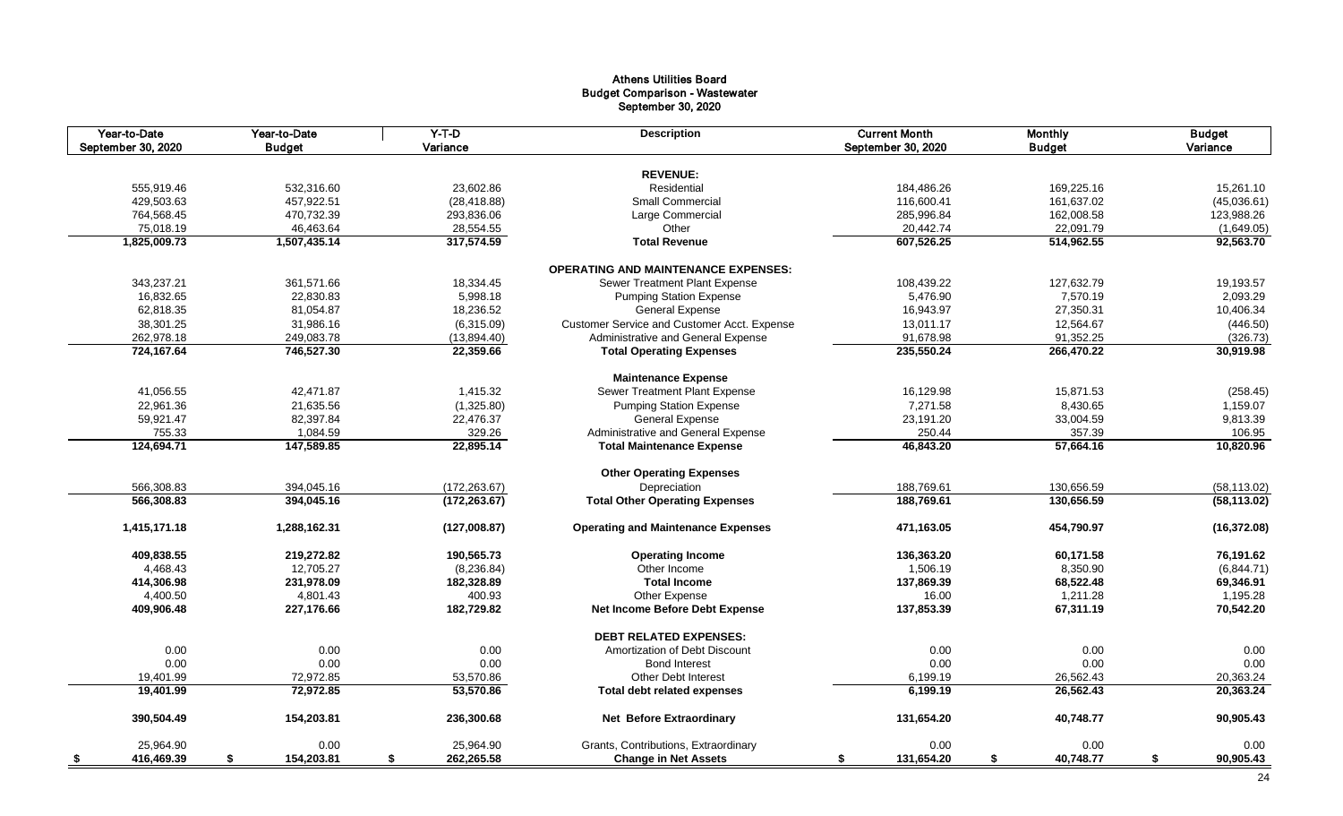# Athens Utilities Board
## Budget Comparison - Wastewater
### September 30, 2020

| Year-to-Date September 30, 2020 | Year-to-Date Budget | Y-T-D Variance | Description | Current Month September 30, 2020 | Monthly Budget | Budget Variance |
|---|---|---|---|---|---|---|
| | | | **REVENUE:** | | | |
| 555,919.46 | 532,316.60 | 23,602.86 | Residential | 184,486.26 | 169,225.16 | 15,261.10 |
| 429,503.63 | 457,922.51 | (28,418.88) | Small Commercial | 116,600.41 | 161,637.02 | (45,036.61) |
| 764,568.45 | 470,732.39 | 293,836.06 | Large Commercial | 285,996.84 | 162,008.58 | 123,988.26 |
| 75,018.19 | 46,463.64 | 28,554.55 | Other | 20,442.74 | 22,091.79 | (1,649.05) |
| **1,825,009.73** | **1,507,435.14** | **317,574.59** | **Total Revenue** | **607,526.25** | **514,962.55** | **92,563.70** |
| | | | **OPERATING AND MAINTENANCE EXPENSES:** | | | |
| 343,237.21 | 361,571.66 | 18,334.45 | Sewer Treatment Plant Expense | 108,439.22 | 127,632.79 | 19,193.57 |
| 16,832.65 | 22,830.83 | 5,998.18 | Pumping Station Expense | 5,476.90 | 7,570.19 | 2,093.29 |
| 62,818.35 | 81,054.87 | 18,236.52 | General Expense | 16,943.97 | 27,350.31 | 10,406.34 |
| 38,301.25 | 31,986.16 | (6,315.09) | Customer Service and Customer Acct. Expense | 13,011.17 | 12,564.67 | (446.50) |
| 262,978.18 | 249,083.78 | (13,894.40) | Administrative and General Expense | 91,678.98 | 91,352.25 | (326.73) |
| **724,167.64** | **746,527.30** | **22,359.66** | **Total Operating Expenses** | **235,550.24** | **266,470.22** | **30,919.98** |
| | | | **Maintenance Expense** | | | |
| 41,056.55 | 42,471.87 | 1,415.32 | Sewer Treatment Plant Expense | 16,129.98 | 15,871.53 | (258.45) |
| 22,961.36 | 21,635.56 | (1,325.80) | Pumping Station Expense | 7,271.58 | 8,430.65 | 1,159.07 |
| 59,921.47 | 82,397.84 | 22,476.37 | General Expense | 23,191.20 | 33,004.59 | 9,813.39 |
| 755.33 | 1,084.59 | 329.26 | Administrative and General Expense | 250.44 | 357.39 | 106.95 |
| **124,694.71** | **147,589.85** | **22,895.14** | **Total Maintenance Expense** | **46,843.20** | **57,664.16** | **10,820.96** |
| | | | **Other Operating Expenses** | | | |
| 566,308.83 | 394,045.16 | (172,263.67) | Depreciation | 188,769.61 | 130,656.59 | (58,113.02) |
| **566,308.83** | **394,045.16** | **(172,263.67)** | **Total Other Operating Expenses** | **188,769.61** | **130,656.59** | **(58,113.02)** |
| **1,415,171.18** | **1,288,162.31** | **(127,008.87)** | **Operating and Maintenance Expenses** | **471,163.05** | **454,790.97** | **(16,372.08)** |
| **409,838.55** | **219,272.82** | **190,565.73** | **Operating Income** | **136,363.20** | **60,171.58** | **76,191.62** |
| 4,468.43 | 12,705.27 | (8,236.84) | Other Income | 1,506.19 | 8,350.90 | (6,844.71) |
| **414,306.98** | **231,978.09** | **182,328.89** | **Total Income** | **137,869.39** | **68,522.48** | **69,346.91** |
| 4,400.50 | 4,801.43 | 400.93 | Other Expense | 16.00 | 1,211.28 | 1,195.28 |
| **409,906.48** | **227,176.66** | **182,729.82** | **Net Income Before Debt Expense** | **137,853.39** | **67,311.19** | **70,542.20** |
| | | | **DEBT RELATED EXPENSES:** | | | |
| 0.00 | 0.00 | 0.00 | Amortization of Debt Discount | 0.00 | 0.00 | 0.00 |
| 0.00 | 0.00 | 0.00 | Bond Interest | 0.00 | 0.00 | 0.00 |
| 19,401.99 | 72,972.85 | 53,570.86 | Other Debt Interest | 6,199.19 | 26,562.43 | 20,363.24 |
| **19,401.99** | **72,972.85** | **53,570.86** | **Total debt related expenses** | **6,199.19** | **26,562.43** | **20,363.24** |
| **390,504.49** | **154,203.81** | **236,300.68** | **Net Before Extraordinary** | **131,654.20** | **40,748.77** | **90,905.43** |
| 25,964.90 | 0.00 | 25,964.90 | Grants, Contributions, Extraordinary | 0.00 | 0.00 | 0.00 |
| **$ 416,469.39** | **$ 154,203.81** | **$ 262,265.58** | **Change in Net Assets** | **$ 131,654.20** | **$ 40,748.77** | **$ 90,905.43** |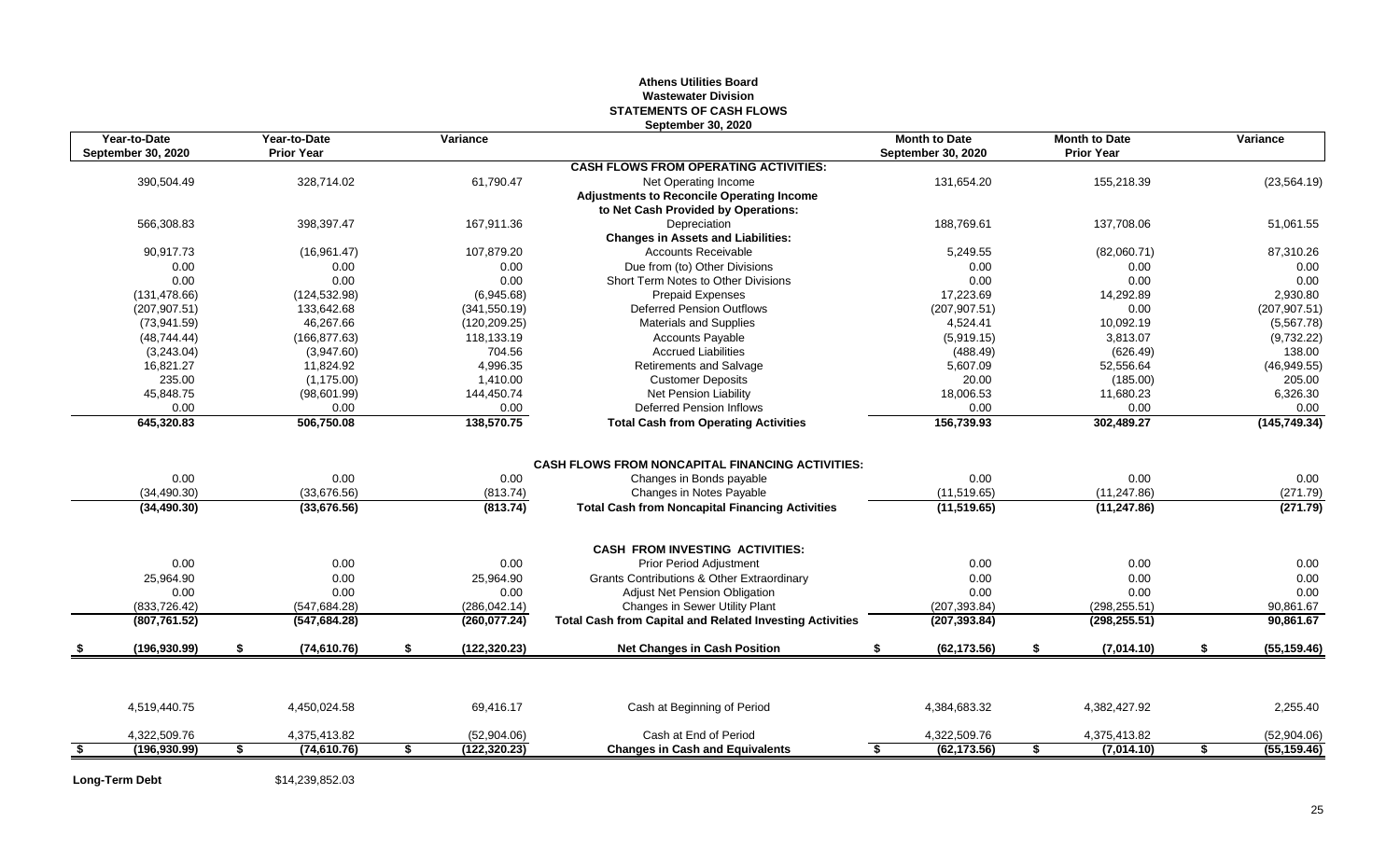# Athens Utilities Board
## Wastewater Division
## STATEMENTS OF CASH FLOWS
### September 30, 2020

| Year-to-Date September 30, 2020 | Year-to-Date Prior Year | Variance | | Month to Date September 30, 2020 | Month to Date Prior Year | Variance |
|---|---|---|---|---|---|---|
| | | | **CASH FLOWS FROM OPERATING ACTIVITIES:** | | | |
| 390,504.49 | 328,714.02 | 61,790.47 | Net Operating Income | 131,654.20 | 155,218.39 | (23,564.19) |
| | | | **Adjustments to Reconcile Operating Income** | | | |
| | | | **to Net Cash Provided by Operations:** | | | |
| 566,308.83 | 398,397.47 | 167,911.36 | Depreciation | 188,769.61 | 137,708.06 | 51,061.55 |
| | | | **Changes in Assets and Liabilities:** | | | |
| 90,917.73 | (16,961.47) | 107,879.20 | Accounts Receivable | 5,249.55 | (82,060.71) | 87,310.26 |
| 0.00 | 0.00 | 0.00 | Due from (to) Other Divisions | 0.00 | 0.00 | 0.00 |
| 0.00 | 0.00 | 0.00 | Short Term Notes to Other Divisions | 0.00 | 0.00 | 0.00 |
| (131,478.66) | (124,532.98) | (6,945.68) | Prepaid Expenses | 17,223.69 | 14,292.89 | 2,930.80 |
| (207,907.51) | 133,642.68 | (341,550.19) | Deferred Pension Outflows | (207,907.51) | 0.00 | (207,907.51) |
| (73,941.59) | 46,267.66 | (120,209.25) | Materials and Supplies | 4,524.41 | 10,092.19 | (5,567.78) |
| (48,744.44) | (166,877.63) | 118,133.19 | Accounts Payable | (5,919.15) | 3,813.07 | (9,732.22) |
| (3,243.04) | (3,947.60) | 704.56 | Accrued Liabilities | (488.49) | (626.49) | 138.00 |
| 16,821.27 | 11,824.92 | 4,996.35 | Retirements and Salvage | 5,607.09 | 52,556.64 | (46,949.55) |
| 235.00 | (1,175.00) | 1,410.00 | Customer Deposits | 20.00 | (185.00) | 205.00 |
| 45,848.75 | (98,601.99) | 144,450.74 | Net Pension Liability | 18,006.53 | 11,680.23 | 6,326.30 |
| 0.00 | 0.00 | 0.00 | Deferred Pension Inflows | 0.00 | 0.00 | 0.00 |
| **645,320.83** | **506,750.08** | **138,570.75** | **Total Cash from Operating Activities** | **156,739.93** | **302,489.27** | **(145,749.34)** |
| | | | **CASH FLOWS FROM NONCAPITAL FINANCING ACTIVITIES:** | | | |
| 0.00 | 0.00 | 0.00 | Changes in Bonds payable | 0.00 | 0.00 | 0.00 |
| (34,490.30) | (33,676.56) | (813.74) | Changes in Notes Payable | (11,519.65) | (11,247.86) | (271.79) |
| **(34,490.30)** | **(33,676.56)** | **(813.74)** | **Total Cash from Noncapital Financing Activities** | **(11,519.65)** | **(11,247.86)** | **(271.79)** |
| | | | **CASH FROM INVESTING ACTIVITIES:** | | | |
| 0.00 | 0.00 | 0.00 | Prior Period Adjustment | 0.00 | 0.00 | 0.00 |
| 25,964.90 | 0.00 | 25,964.90 | Grants Contributions & Other Extraordinary | 0.00 | 0.00 | 0.00 |
| 0.00 | 0.00 | 0.00 | Adjust Net Pension Obligation | 0.00 | 0.00 | 0.00 |
| (833,726.42) | (547,684.28) | (286,042.14) | Changes in Sewer Utility Plant | (207,393.84) | (298,255.51) | 90,861.67 |
| **(807,761.52)** | **(547,684.28)** | **(260,077.24)** | **Total Cash from Capital and Related Investing Activities** | **(207,393.84)** | **(298,255.51)** | **90,861.67** |
| **$ (196,930.99)** | **$ (74,610.76)** | **$ (122,320.23)** | **Net Changes in Cash Position** | **$ (62,173.56)** | **$ (7,014.10)** | **$ (55,159.46)** |
| 4,519,440.75 | 4,450,024.58 | 69,416.17 | Cash at Beginning of Period | 4,384,683.32 | 4,382,427.92 | 2,255.40 |
| 4,322,509.76 | 4,375,413.82 | (52,904.06) | Cash at End of Period | 4,322,509.76 | 4,375,413.82 | (52,904.06) |
| **$ (196,930.99)** | **$ (74,610.76)** | **$ (122,320.23)** | **Changes in Cash and Equivalents** | **$ (62,173.56)** | **$ (7,014.10)** | **$ (55,159.46)** |

**Long-Term Debt** $14,239,852.03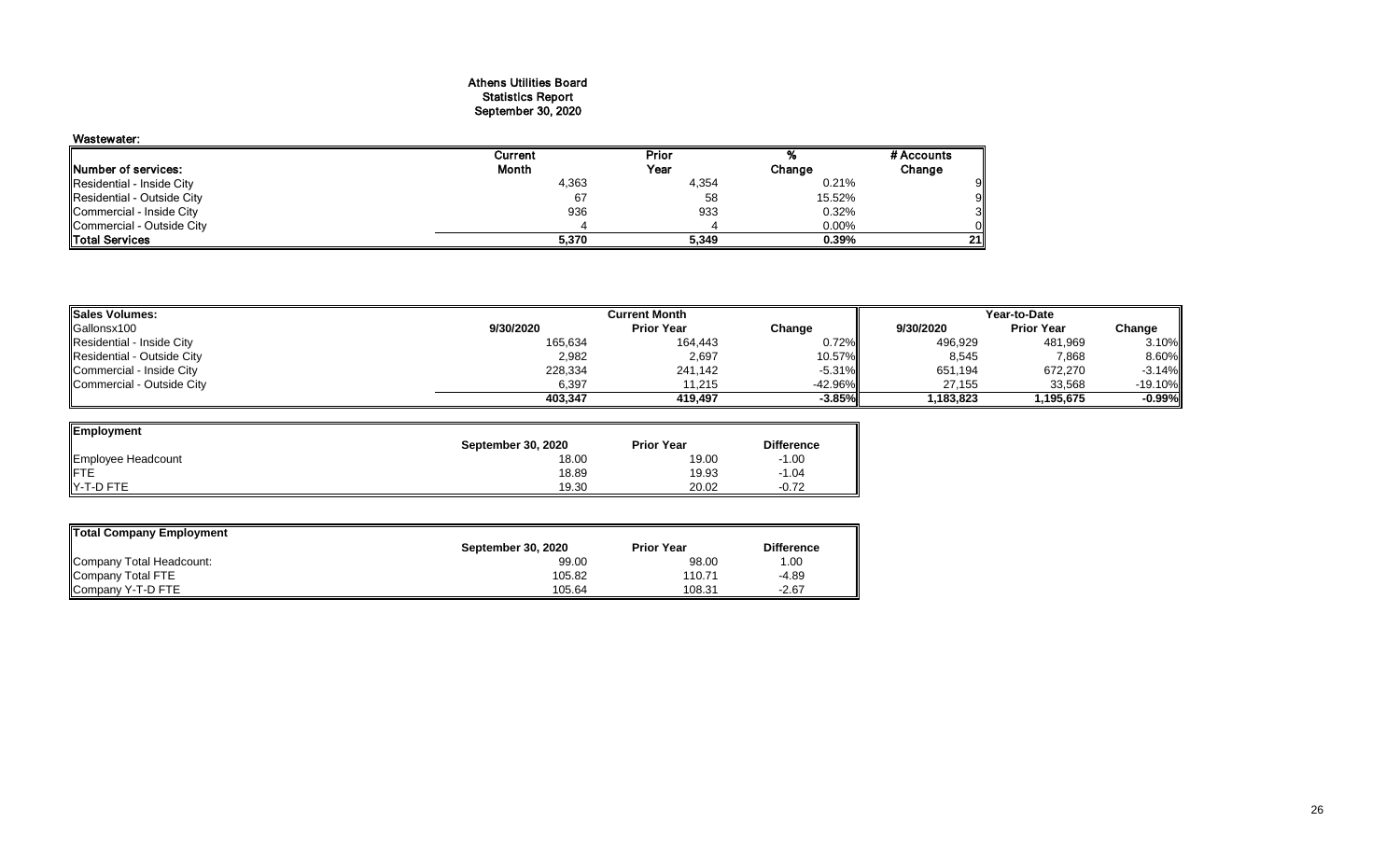# Athens Utilities Board
## Statistics Report
## September 30, 2020

**Wastewater:**

| Number of services: | Current Month | Prior Year | % Change | # Accounts Change |
|---|---|---|---|---|
| Residential - Inside City | 4,363 | 4,354 | 0.21% | 9 |
| Residential - Outside City | 67 | 58 | 15.52% | 9 |
| Commercial - Inside City | 936 | 933 | 0.32% | 3 |
| Commercial - Outside City | 4 | 4 | 0.00% | 0 |
| **Total Services** | **5,370** | **5,349** | **0.39%** | **21** |

| Sales Volumes: | Current Month | | | Year-to-Date | | |
|---|---|---|---|---|---|---|
| Gallonsx100 | 9/30/2020 | Prior Year | Change | 9/30/2020 | Prior Year | Change |
| Residential - Inside City | 165,634 | 164,443 | 0.72% | 496,929 | 481,969 | 3.10% |
| Residential - Outside City | 2,982 | 2,697 | 10.57% | 8,545 | 7,868 | 8.60% |
| Commercial - Inside City | 228,334 | 241,142 | -5.31% | 651,194 | 672,270 | -3.14% |
| Commercial - Outside City | 6,397 | 11,215 | -42.96% | 27,155 | 33,568 | -19.10% |
| | **403,347** | **419,497** | **-3.85%** | **1,183,823** | **1,195,675** | **-0.99%** |

| Employment | September 30, 2020 | Prior Year | Difference |
|---|---|---|---|
| Employee Headcount | 18.00 | 19.00 | -1.00 |
| FTE | 18.89 | 19.93 | -1.04 |
| Y-T-D FTE | 19.30 | 20.02 | -0.72 |

| Total Company Employment | September 30, 2020 | Prior Year | Difference |
|---|---|---|---|
| Company Total Headcount: | 99.00 | 98.00 | 1.00 |
| Company Total FTE | 105.82 | 110.71 | -4.89 |
| Company Y-T-D FTE | 105.64 | 108.31 | -2.67 |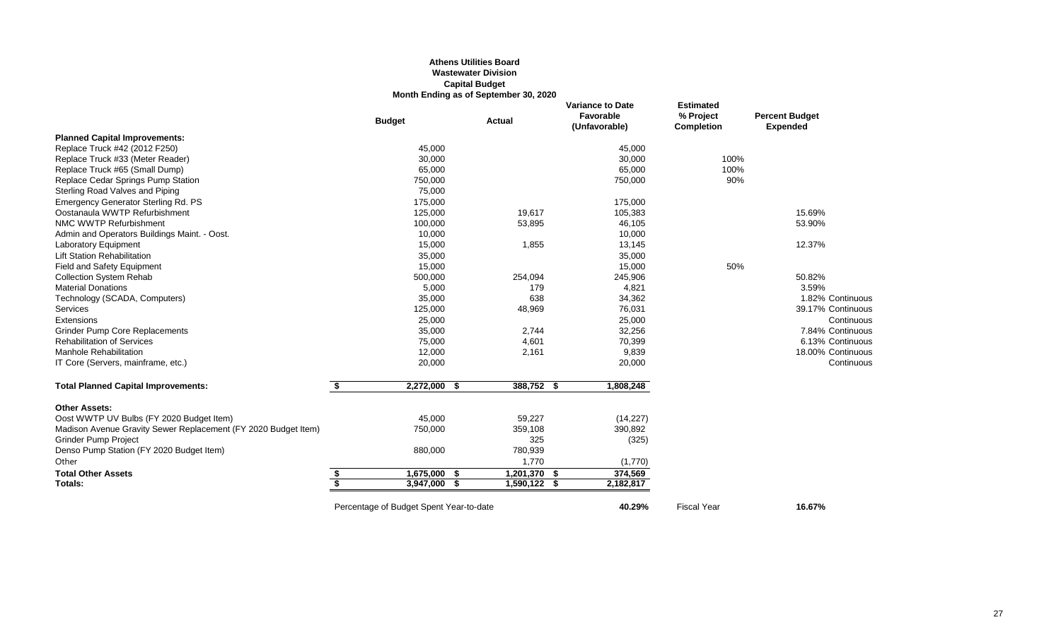**Athens Utilities Board**
**Wastewater Division**
**Capital Budget**
**Month Ending as of September 30, 2020**

| | Budget | Actual | Variance to Date Favorable (Unfavorable) | Estimated % Project Completion | Percent Budget Expended | |
|---|---|---|---|---|---|---|
| **Planned Capital Improvements:** | | | | | | |
| Replace Truck #42 (2012 F250) | 45,000 | | 45,000 | | | |
| Replace Truck #33 (Meter Reader) | 30,000 | | 30,000 | 100% | | |
| Replace Truck #65 (Small Dump) | 65,000 | | 65,000 | 100% | | |
| Replace Cedar Springs Pump Station | 750,000 | | 750,000 | 90% | | |
| Sterling Road Valves and Piping | 75,000 | | | | | |
| Emergency Generator Sterling Rd. PS | 175,000 | | 175,000 | | | |
| Oostanaula WWTP Refurbishment | 125,000 | 19,617 | 105,383 | | 15.69% | |
| NMC WWTP Refurbishment | 100,000 | 53,895 | 46,105 | | 53.90% | |
| Admin and Operators Buildings Maint. - Oost. | 10,000 | | 10,000 | | | |
| Laboratory Equipment | 15,000 | 1,855 | 13,145 | | 12.37% | |
| Lift Station Rehabilitation | 35,000 | | 35,000 | | | |
| Field and Safety Equipment | 15,000 | | 15,000 | 50% | | |
| Collection System Rehab | 500,000 | 254,094 | 245,906 | | 50.82% | |
| Material Donations | 5,000 | 179 | 4,821 | | 3.59% | |
| Technology (SCADA, Computers) | 35,000 | 638 | 34,362 | | 1.82% | Continuous |
| Services | 125,000 | 48,969 | 76,031 | | 39.17% | Continuous |
| Extensions | 25,000 | | 25,000 | | | Continuous |
| Grinder Pump Core Replacements | 35,000 | 2,744 | 32,256 | | 7.84% | Continuous |
| Rehabilitation of Services | 75,000 | 4,601 | 70,399 | | 6.13% | Continuous |
| Manhole Rehabilitation | 12,000 | 2,161 | 9,839 | | 18.00% | Continuous |
| IT Core (Servers, mainframe, etc.) | 20,000 | | 20,000 | | | Continuous |
| **Total Planned Capital Improvements:** | **$ 2,272,000** | **$ 388,752** | **$ 1,808,248** | | | |
| **Other Assets:** | | | | | | |
| Oost WWTP UV Bulbs (FY 2020 Budget Item) | 45,000 | 59,227 | (14,227) | | | |
| Madison Avenue Gravity Sewer Replacement (FY 2020 Budget Item) | 750,000 | 359,108 | 390,892 | | | |
| Grinder Pump Project | | 325 | (325) | | | |
| Denso Pump Station (FY 2020 Budget Item) | 880,000 | 780,939 | | | | |
| Other | | 1,770 | (1,770) | | | |
| **Total Other Assets** | **$ 1,675,000** | **$ 1,201,370** | **$ 374,569** | | | |
| **Totals:** | **$ 3,947,000** | **$ 1,590,122** | **$ 2,182,817** | | | |
| | Percentage of Budget Spent Year-to-date | | **40.29%** | Fiscal Year | **16.67%** | |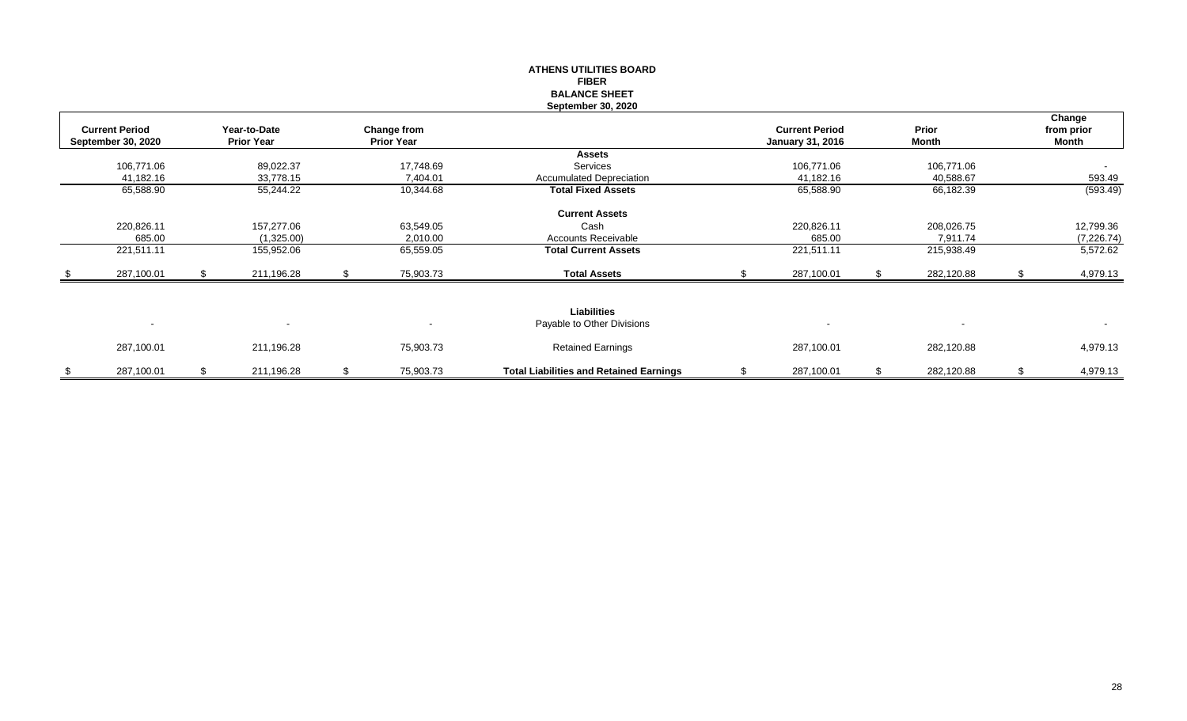**ATHENS UTILITIES BOARD**
**FIBER**
**BALANCE SHEET**
**September 30, 2020**

| Current Period September 30, 2020 | Year-to-Date Prior Year | Change from Prior Year | | Current Period January 31, 2016 | Prior Month | Change from prior Month |
|---|---|---|---|---|---|---|
| | | | **Assets** | | | |
| 106,771.06 | 89,022.37 | 17,748.69 | Services | 106,771.06 | 106,771.06 | - |
| 41,182.16 | 33,778.15 | 7,404.01 | Accumulated Depreciation | 41,182.16 | 40,588.67 | 593.49 |
| 65,588.90 | 55,244.22 | 10,344.68 | **Total Fixed Assets** | 65,588.90 | 66,182.39 | (593.49) |
| | | | **Current Assets** | | | |
| 220,826.11 | 157,277.06 | 63,549.05 | Cash | 220,826.11 | 208,026.75 | 12,799.36 |
| 685.00 | (1,325.00) | 2,010.00 | Accounts Receivable | 685.00 | 7,911.74 | (7,226.74) |
| 221,511.11 | 155,952.06 | 65,559.05 | **Total Current Assets** | 221,511.11 | 215,938.49 | 5,572.62 |
| $ 287,100.01 | $ 211,196.28 | $ 75,903.73 | **Total Assets** | $ 287,100.01 | $ 282,120.88 | $ 4,979.13 |
| | | | **Liabilities** | | | |
| - | - | - | Payable to Other Divisions | - | - | - |
| 287,100.01 | 211,196.28 | 75,903.73 | Retained Earnings | 287,100.01 | 282,120.88 | 4,979.13 |
| $ 287,100.01 | $ 211,196.28 | $ 75,903.73 | **Total Liabilities and Retained Earnings** | $ 287,100.01 | $ 282,120.88 | $ 4,979.13 |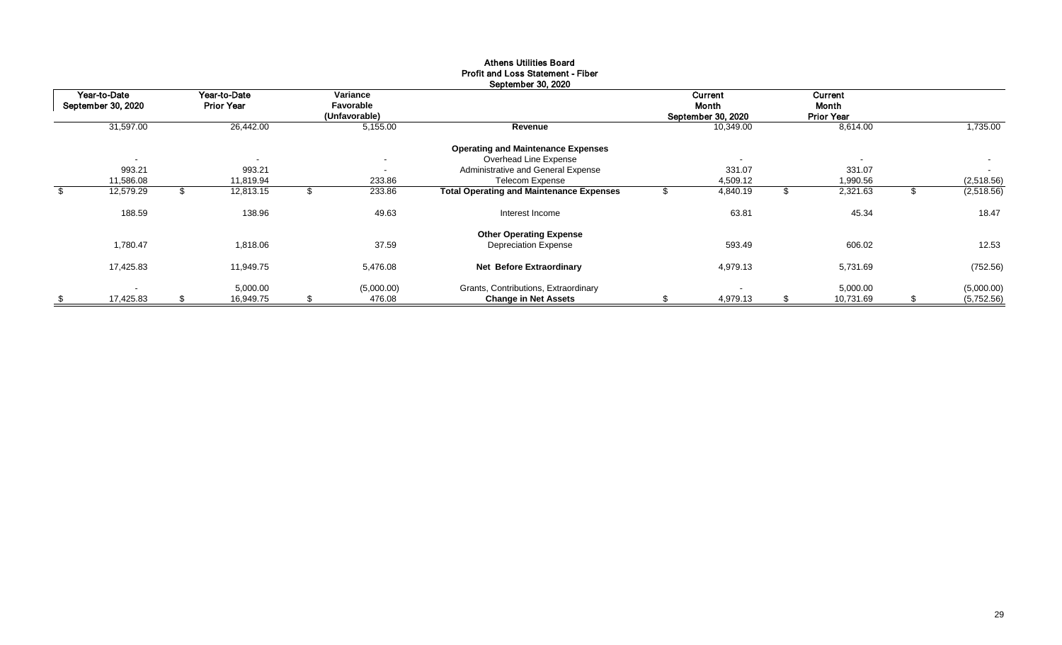# Athens Utilities Board
## Profit and Loss Statement - Fiber
### September 30, 2020

| Year-to-Date September 30, 2020 | Year-to-Date Prior Year | Variance Favorable (Unfavorable) | | Current Month September 30, 2020 | Current Month Prior Year | |
|---|---|---|---|---|---|---|
| 31,597.00 | 26,442.00 | 5,155.00 | **Revenue** | 10,349.00 | 8,614.00 | 1,735.00 |
| | | | **Operating and Maintenance Expenses** | | | |
| - | - | - | Overhead Line Expense | - | - | - |
| 993.21 | 993.21 | - | Administrative and General Expense | 331.07 | 331.07 | - |
| 11,586.08 | 11,819.94 | 233.86 | Telecom Expense | 4,509.12 | 1,990.56 | (2,518.56) |
| $ 12,579.29 | $ 12,813.15 | $ 233.86 | **Total Operating and Maintenance Expenses** | $ 4,840.19 | $ 2,321.63 | $ (2,518.56) |
| 188.59 | 138.96 | 49.63 | Interest Income | 63.81 | 45.34 | 18.47 |
| | | | **Other Operating Expense** | | | |
| 1,780.47 | 1,818.06 | 37.59 | Depreciation Expense | 593.49 | 606.02 | 12.53 |
| 17,425.83 | 11,949.75 | 5,476.08 | **Net Before Extraordinary** | 4,979.13 | 5,731.69 | (752.56) |
| - | 5,000.00 | (5,000.00) | Grants, Contributions, Extraordinary | - | 5,000.00 | (5,000.00) |
| $ 17,425.83 | $ 16,949.75 | $ 476.08 | **Change in Net Assets** | $ 4,979.13 | $ 10,731.69 | $ (5,752.56) |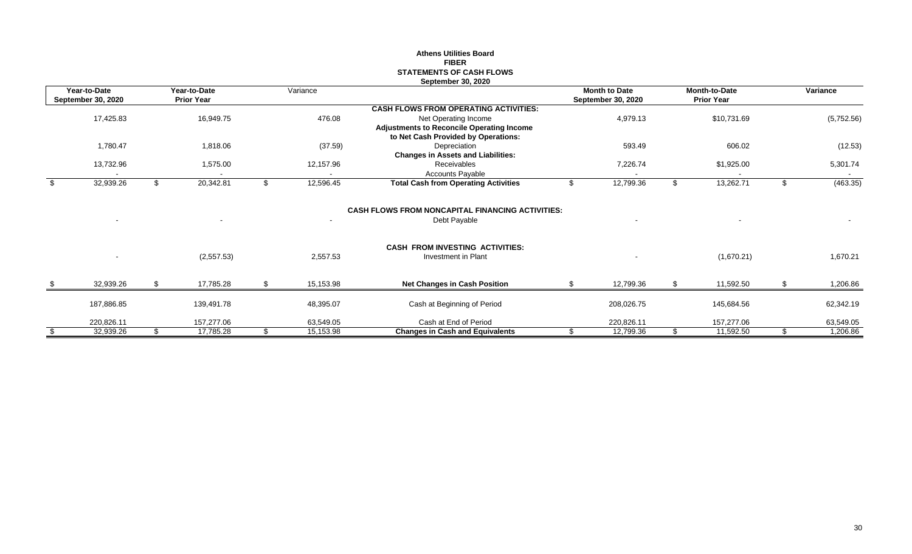**Athens Utilities Board**
**FIBER**
**STATEMENTS OF CASH FLOWS**
**September 30, 2020**

| Year-to-Date September 30, 2020 | Year-to-Date Prior Year | Variance | | Month to Date September 30, 2020 | Month-to-Date Prior Year | Variance |
|---|---|---|---|---|---|---|
| | | | **CASH FLOWS FROM OPERATING ACTIVITIES:** | | | |
| 17,425.83 | 16,949.75 | 476.08 | Net Operating Income | 4,979.13 | $10,731.69 | (5,752.56) |
| | | | **Adjustments to Reconcile Operating Income** | | | |
| | | | **to Net Cash Provided by Operations:** | | | |
| 1,780.47 | 1,818.06 | (37.59) | Depreciation | 593.49 | 606.02 | (12.53) |
| | | | **Changes in Assets and Liabilities:** | | | |
| 13,732.96 | 1,575.00 | 12,157.96 | Receivables | 7,226.74 | $1,925.00 | 5,301.74 |
| - | - | - | Accounts Payable | - | - | - |
| $ 32,939.26 | $ 20,342.81 | $ 12,596.45 | **Total Cash from Operating Activities** | $ 12,799.36 | $ 13,262.71 | $ (463.35) |
| | | | **CASH FLOWS FROM NONCAPITAL FINANCING ACTIVITIES:** | | | |
| - | - | - | Debt Payable | - | - | - |
| | | | **CASH FROM INVESTING ACTIVITIES:** | | | |
| - | (2,557.53) | 2,557.53 | Investment in Plant | - | (1,670.21) | 1,670.21 |
| $ 32,939.26 | $ 17,785.28 | $ 15,153.98 | **Net Changes in Cash Position** | $ 12,799.36 | $ 11,592.50 | $ 1,206.86 |
| 187,886.85 | 139,491.78 | 48,395.07 | Cash at Beginning of Period | 208,026.75 | 145,684.56 | 62,342.19 |
| 220,826.11 | 157,277.06 | 63,549.05 | Cash at End of Period | 220,826.11 | 157,277.06 | 63,549.05 |
| $ 32,939.26 | $ 17,785.28 | $ 15,153.98 | **Changes in Cash and Equivalents** | $ 12,799.36 | $ 11,592.50 | $ 1,206.86 |